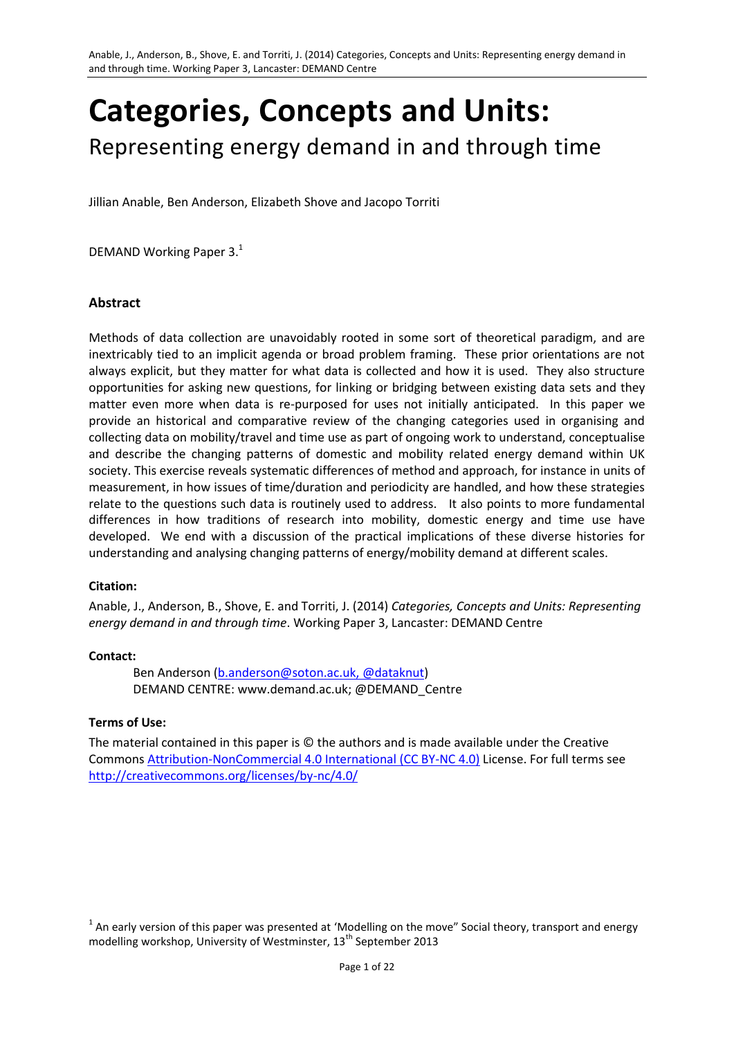# Categories, Concepts and Units:

## Representing energy demand in and through time

Jillian Anable, Ben Anderson, Elizabeth Shove and Jacopo Torriti

DEMAND Working Paper 3.[1]

### Abstract

Methods of data collection are unavoidably rooted in some sort of theoretical paradigm, and are inextricably tied to an implicit agenda or broad problem framing. These prior orientations are not always explicit, but they matter for what data is collected and how it is used. They also structure opportunities for asking new questions, for linking or bridging between existing data sets and they matter even more when data is re-purposed for uses not initially anticipated. In this paper we provide an historical and comparative review of the changing categories used in organising and collecting data on mobility/travel and time use as part of ongoing work to understand, conceptualise and describe the changing patterns of domestic and mobility related energy demand within UK society. This exercise reveals systematic differences of method and approach, for instance in units of measurement, in how issues of time/duration and periodicity are handled, and how these strategies relate to the questions such data is routinely used to address. It also points to more fundamental differences in how traditions of research into mobility, domestic energy and time use have developed. We end with a discussion of the practical implications of these diverse histories for understanding and analysing changing patterns of energy/mobility demand at different scales.

**Citation:**

Anable, J., Anderson, B., Shove, E. and Torriti, J. (2014) *Categories, Concepts and Units: Representing energy demand in and through time*. Working Paper 3, Lancaster: DEMAND Centre

**Contact:**

Ben Anderson (b.anderson@soton.ac.uk, @dataknut)
DEMAND CENTRE: www.demand.ac.uk; @DEMAND_Centre

**Terms of Use:**

The material contained in this paper is © the authors and is made available under the Creative Commons Attribution-NonCommercial 4.0 International (CC BY-NC 4.0) License. For full terms see http://creativecommons.org/licenses/by-nc/4.0/

[1] An early version of this paper was presented at 'Modelling on the move" Social theory, transport and energy modelling workshop, University of Westminster, 13th September 2013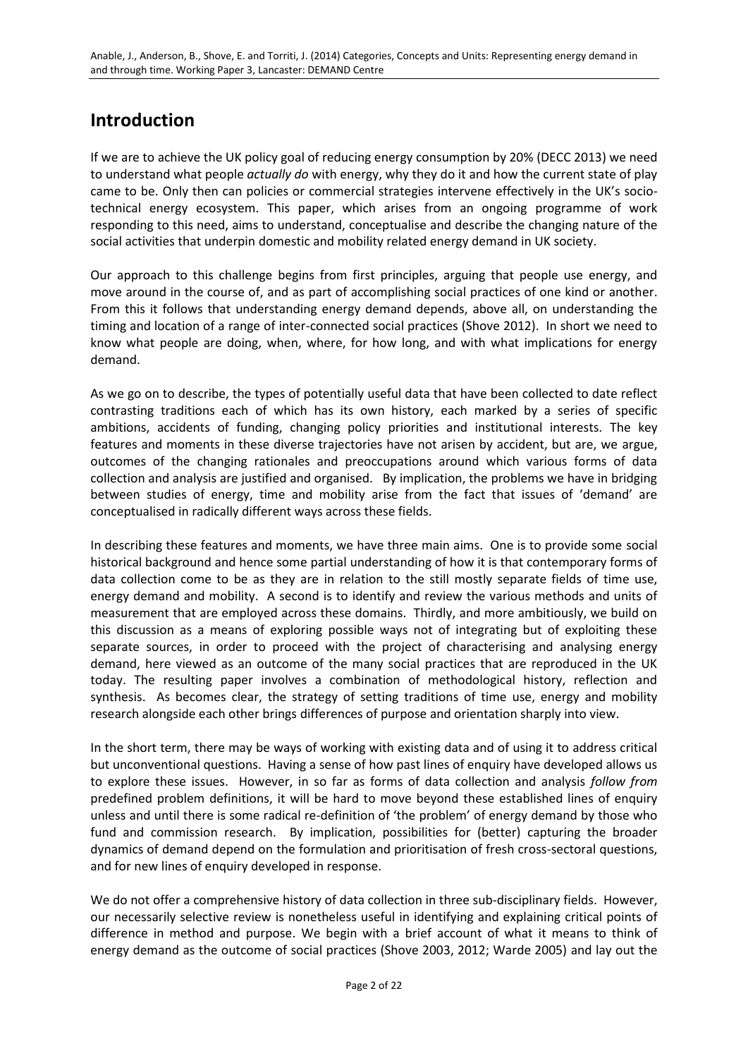# Introduction

If we are to achieve the UK policy goal of reducing energy consumption by 20% (DECC 2013) we need to understand what people *actually do* with energy, why they do it and how the current state of play came to be. Only then can policies or commercial strategies intervene effectively in the UK's socio-technical energy ecosystem. This paper, which arises from an ongoing programme of work responding to this need, aims to understand, conceptualise and describe the changing nature of the social activities that underpin domestic and mobility related energy demand in UK society.

Our approach to this challenge begins from first principles, arguing that people use energy, and move around in the course of, and as part of accomplishing social practices of one kind or another. From this it follows that understanding energy demand depends, above all, on understanding the timing and location of a range of inter-connected social practices (Shove 2012). In short we need to know what people are doing, when, where, for how long, and with what implications for energy demand.

As we go on to describe, the types of potentially useful data that have been collected to date reflect contrasting traditions each of which has its own history, each marked by a series of specific ambitions, accidents of funding, changing policy priorities and institutional interests. The key features and moments in these diverse trajectories have not arisen by accident, but are, we argue, outcomes of the changing rationales and preoccupations around which various forms of data collection and analysis are justified and organised. By implication, the problems we have in bridging between studies of energy, time and mobility arise from the fact that issues of 'demand' are conceptualised in radically different ways across these fields.

In describing these features and moments, we have three main aims. One is to provide some social historical background and hence some partial understanding of how it is that contemporary forms of data collection come to be as they are in relation to the still mostly separate fields of time use, energy demand and mobility. A second is to identify and review the various methods and units of measurement that are employed across these domains. Thirdly, and more ambitiously, we build on this discussion as a means of exploring possible ways not of integrating but of exploiting these separate sources, in order to proceed with the project of characterising and analysing energy demand, here viewed as an outcome of the many social practices that are reproduced in the UK today. The resulting paper involves a combination of methodological history, reflection and synthesis. As becomes clear, the strategy of setting traditions of time use, energy and mobility research alongside each other brings differences of purpose and orientation sharply into view.

In the short term, there may be ways of working with existing data and of using it to address critical but unconventional questions. Having a sense of how past lines of enquiry have developed allows us to explore these issues. However, in so far as forms of data collection and analysis *follow from* predefined problem definitions, it will be hard to move beyond these established lines of enquiry unless and until there is some radical re-definition of 'the problem' of energy demand by those who fund and commission research. By implication, possibilities for (better) capturing the broader dynamics of demand depend on the formulation and prioritisation of fresh cross-sectoral questions, and for new lines of enquiry developed in response.

We do not offer a comprehensive history of data collection in three sub-disciplinary fields. However, our necessarily selective review is nonetheless useful in identifying and explaining critical points of difference in method and purpose. We begin with a brief account of what it means to think of energy demand as the outcome of social practices (Shove 2003, 2012; Warde 2005) and lay out the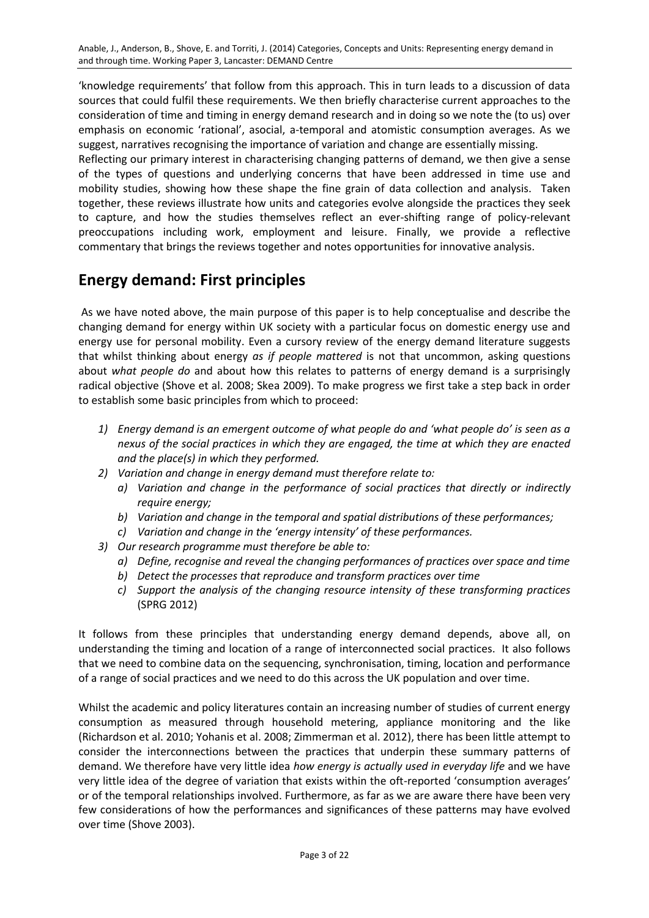'knowledge requirements' that follow from this approach. This in turn leads to a discussion of data sources that could fulfil these requirements. We then briefly characterise current approaches to the consideration of time and timing in energy demand research and in doing so we note the (to us) over emphasis on economic 'rational', asocial, a-temporal and atomistic consumption averages. As we suggest, narratives recognising the importance of variation and change are essentially missing.

Reflecting our primary interest in characterising changing patterns of demand, we then give a sense of the types of questions and underlying concerns that have been addressed in time use and mobility studies, showing how these shape the fine grain of data collection and analysis. Taken together, these reviews illustrate how units and categories evolve alongside the practices they seek to capture, and how the studies themselves reflect an ever-shifting range of policy-relevant preoccupations including work, employment and leisure. Finally, we provide a reflective commentary that brings the reviews together and notes opportunities for innovative analysis.

## Energy demand: First principles

As we have noted above, the main purpose of this paper is to help conceptualise and describe the changing demand for energy within UK society with a particular focus on domestic energy use and energy use for personal mobility. Even a cursory review of the energy demand literature suggests that whilst thinking about energy *as if people mattered* is not that uncommon, asking questions about *what people do* and about how this relates to patterns of energy demand is a surprisingly radical objective (Shove et al. 2008; Skea 2009). To make progress we first take a step back in order to establish some basic principles from which to proceed:

1) *Energy demand is an emergent outcome of what people do and 'what people do' is seen as a nexus of the social practices in which they are engaged, the time at which they are enacted and the place(s) in which they performed.*
2) *Variation and change in energy demand must therefore relate to:*
   a) *Variation and change in the performance of social practices that directly or indirectly require energy;*
   b) *Variation and change in the temporal and spatial distributions of these performances;*
   c) *Variation and change in the 'energy intensity' of these performances.*
3) *Our research programme must therefore be able to:*
   a) *Define, recognise and reveal the changing performances of practices over space and time*
   b) *Detect the processes that reproduce and transform practices over time*
   c) *Support the analysis of the changing resource intensity of these transforming practices* (SPRG 2012)

It follows from these principles that understanding energy demand depends, above all, on understanding the timing and location of a range of interconnected social practices. It also follows that we need to combine data on the sequencing, synchronisation, timing, location and performance of a range of social practices and we need to do this across the UK population and over time.

Whilst the academic and policy literatures contain an increasing number of studies of current energy consumption as measured through household metering, appliance monitoring and the like (Richardson et al. 2010; Yohanis et al. 2008; Zimmerman et al. 2012), there has been little attempt to consider the interconnections between the practices that underpin these summary patterns of demand. We therefore have very little idea *how energy is actually used in everyday life* and we have very little idea of the degree of variation that exists within the oft-reported 'consumption averages' or of the temporal relationships involved. Furthermore, as far as we are aware there have been very few considerations of how the performances and significances of these patterns may have evolved over time (Shove 2003).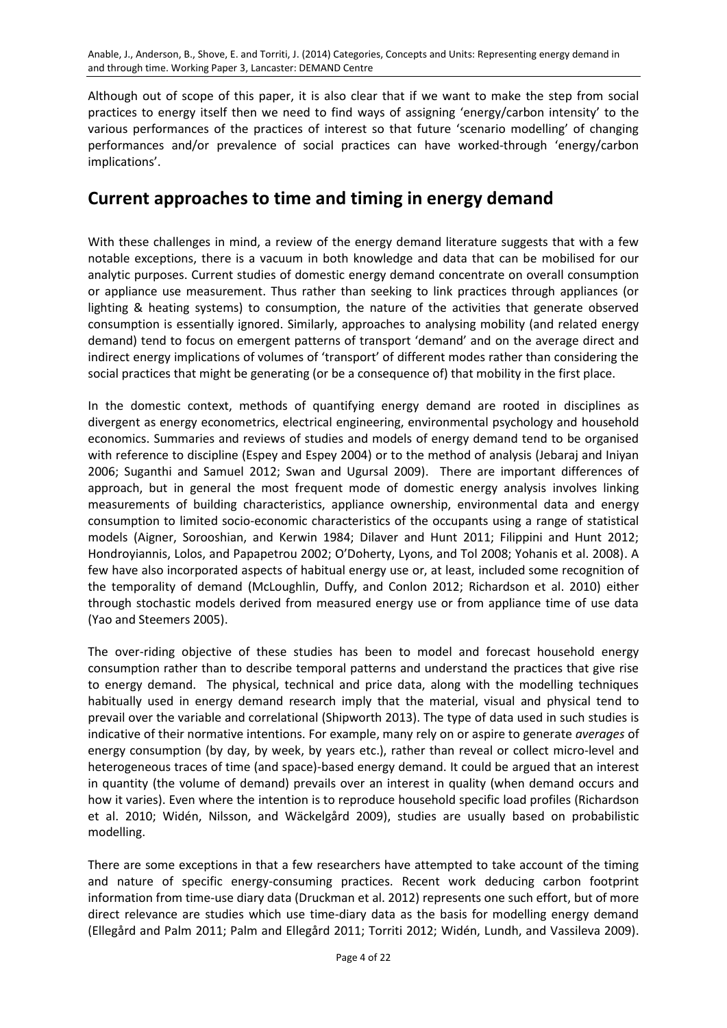Although out of scope of this paper, it is also clear that if we want to make the step from social practices to energy itself then we need to find ways of assigning 'energy/carbon intensity' to the various performances of the practices of interest so that future 'scenario modelling' of changing performances and/or prevalence of social practices can have worked-through 'energy/carbon implications'.

## Current approaches to time and timing in energy demand

With these challenges in mind, a review of the energy demand literature suggests that with a few notable exceptions, there is a vacuum in both knowledge and data that can be mobilised for our analytic purposes. Current studies of domestic energy demand concentrate on overall consumption or appliance use measurement. Thus rather than seeking to link practices through appliances (or lighting & heating systems) to consumption, the nature of the activities that generate observed consumption is essentially ignored. Similarly, approaches to analysing mobility (and related energy demand) tend to focus on emergent patterns of transport 'demand' and on the average direct and indirect energy implications of volumes of 'transport' of different modes rather than considering the social practices that might be generating (or be a consequence of) that mobility in the first place.

In the domestic context, methods of quantifying energy demand are rooted in disciplines as divergent as energy econometrics, electrical engineering, environmental psychology and household economics. Summaries and reviews of studies and models of energy demand tend to be organised with reference to discipline (Espey and Espey 2004) or to the method of analysis (Jebaraj and Iniyan 2006; Suganthi and Samuel 2012; Swan and Ugursal 2009). There are important differences of approach, but in general the most frequent mode of domestic energy analysis involves linking measurements of building characteristics, appliance ownership, environmental data and energy consumption to limited socio-economic characteristics of the occupants using a range of statistical models (Aigner, Sorooshian, and Kerwin 1984; Dilaver and Hunt 2011; Filippini and Hunt 2012; Hondroyiannis, Lolos, and Papapetrou 2002; O'Doherty, Lyons, and Tol 2008; Yohanis et al. 2008). A few have also incorporated aspects of habitual energy use or, at least, included some recognition of the temporality of demand (McLoughlin, Duffy, and Conlon 2012; Richardson et al. 2010) either through stochastic models derived from measured energy use or from appliance time of use data (Yao and Steemers 2005).

The over-riding objective of these studies has been to model and forecast household energy consumption rather than to describe temporal patterns and understand the practices that give rise to energy demand. The physical, technical and price data, along with the modelling techniques habitually used in energy demand research imply that the material, visual and physical tend to prevail over the variable and correlational (Shipworth 2013). The type of data used in such studies is indicative of their normative intentions. For example, many rely on or aspire to generate *averages* of energy consumption (by day, by week, by years etc.), rather than reveal or collect micro-level and heterogeneous traces of time (and space)-based energy demand. It could be argued that an interest in quantity (the volume of demand) prevails over an interest in quality (when demand occurs and how it varies). Even where the intention is to reproduce household specific load profiles (Richardson et al. 2010; Widén, Nilsson, and Wäckelgård 2009), studies are usually based on probabilistic modelling.

There are some exceptions in that a few researchers have attempted to take account of the timing and nature of specific energy-consuming practices. Recent work deducing carbon footprint information from time-use diary data (Druckman et al. 2012) represents one such effort, but of more direct relevance are studies which use time-diary data as the basis for modelling energy demand (Ellegård and Palm 2011; Palm and Ellegård 2011; Torriti 2012; Widén, Lundh, and Vassileva 2009).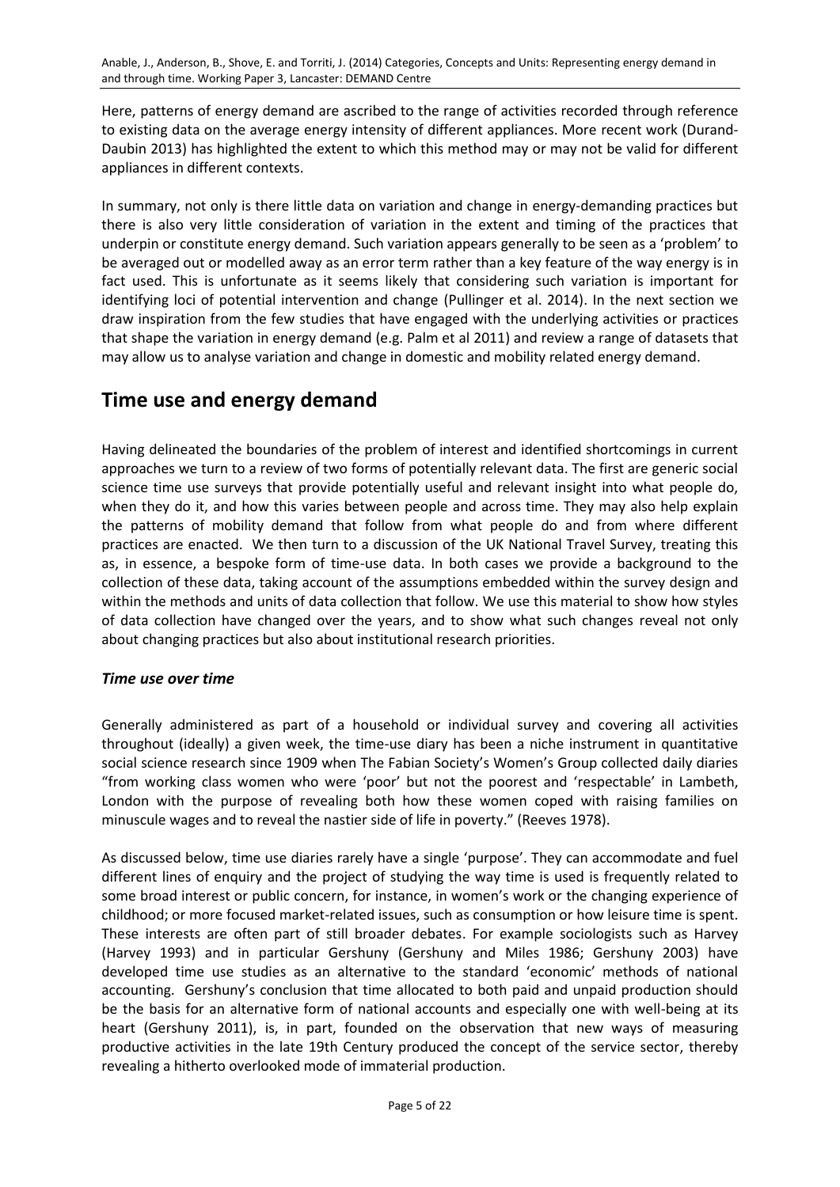Here, patterns of energy demand are ascribed to the range of activities recorded through reference to existing data on the average energy intensity of different appliances. More recent work (Durand-Daubin 2013) has highlighted the extent to which this method may or may not be valid for different appliances in different contexts.

In summary, not only is there little data on variation and change in energy-demanding practices but there is also very little consideration of variation in the extent and timing of the practices that underpin or constitute energy demand. Such variation appears generally to be seen as a 'problem' to be averaged out or modelled away as an error term rather than a key feature of the way energy is in fact used. This is unfortunate as it seems likely that considering such variation is important for identifying loci of potential intervention and change (Pullinger et al. 2014). In the next section we draw inspiration from the few studies that have engaged with the underlying activities or practices that shape the variation in energy demand (e.g. Palm et al 2011) and review a range of datasets that may allow us to analyse variation and change in domestic and mobility related energy demand.

# Time use and energy demand

Having delineated the boundaries of the problem of interest and identified shortcomings in current approaches we turn to a review of two forms of potentially relevant data. The first are generic social science time use surveys that provide potentially useful and relevant insight into what people do, when they do it, and how this varies between people and across time. They may also help explain the patterns of mobility demand that follow from what people do and from where different practices are enacted. We then turn to a discussion of the UK National Travel Survey, treating this as, in essence, a bespoke form of time-use data. In both cases we provide a background to the collection of these data, taking account of the assumptions embedded within the survey design and within the methods and units of data collection that follow. We use this material to show how styles of data collection have changed over the years, and to show what such changes reveal not only about changing practices but also about institutional research priorities.

### *Time use over time*

Generally administered as part of a household or individual survey and covering all activities throughout (ideally) a given week, the time-use diary has been a niche instrument in quantitative social science research since 1909 when The Fabian Society's Women's Group collected daily diaries "from working class women who were 'poor' but not the poorest and 'respectable' in Lambeth, London with the purpose of revealing both how these women coped with raising families on minuscule wages and to reveal the nastier side of life in poverty." (Reeves 1978).

As discussed below, time use diaries rarely have a single 'purpose'. They can accommodate and fuel different lines of enquiry and the project of studying the way time is used is frequently related to some broad interest or public concern, for instance, in women's work or the changing experience of childhood; or more focused market-related issues, such as consumption or how leisure time is spent. These interests are often part of still broader debates. For example sociologists such as Harvey (Harvey 1993) and in particular Gershuny (Gershuny and Miles 1986; Gershuny 2003) have developed time use studies as an alternative to the standard 'economic' methods of national accounting. Gershuny's conclusion that time allocated to both paid and unpaid production should be the basis for an alternative form of national accounts and especially one with well-being at its heart (Gershuny 2011), is, in part, founded on the observation that new ways of measuring productive activities in the late 19th Century produced the concept of the service sector, thereby revealing a hitherto overlooked mode of immaterial production.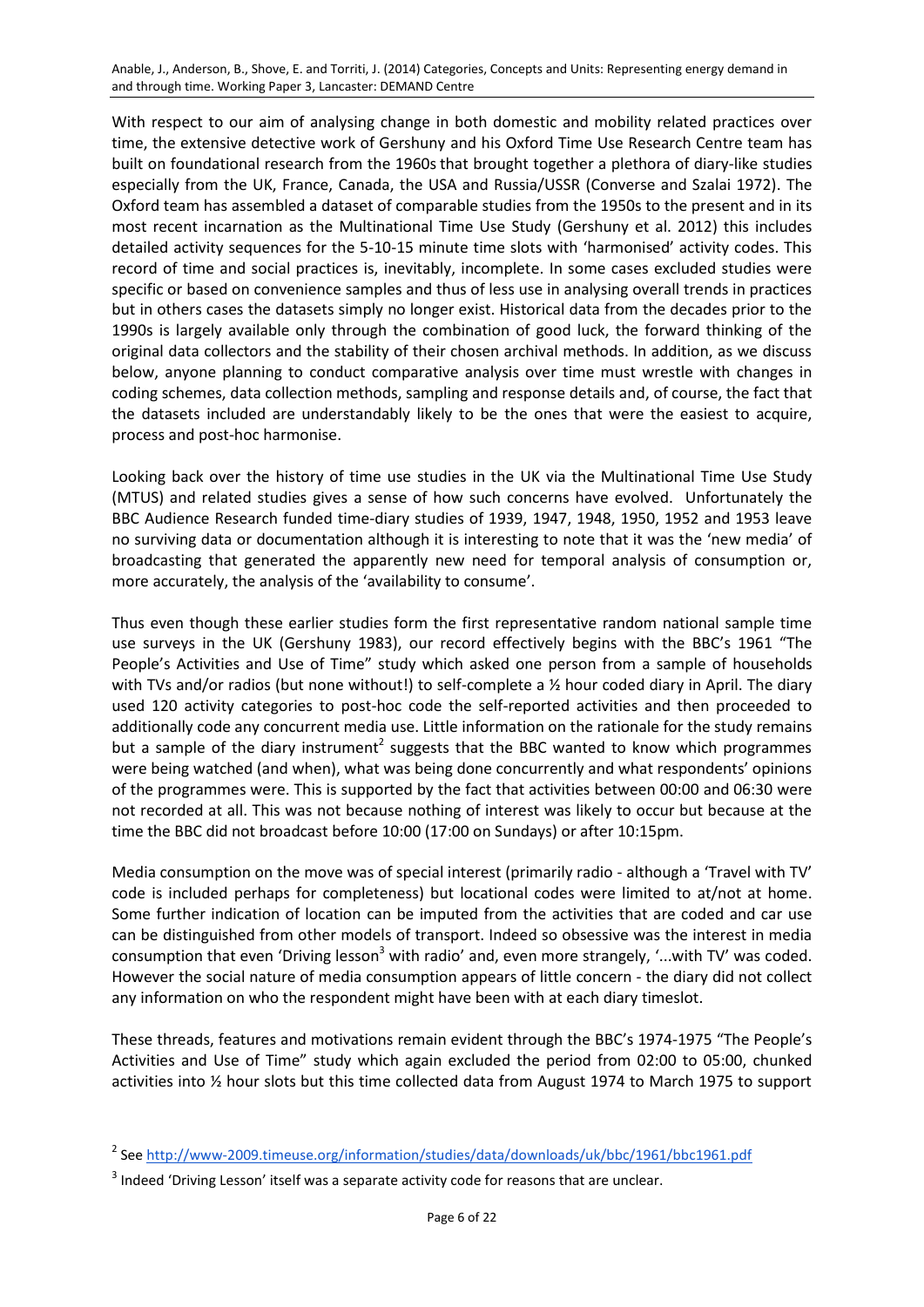With respect to our aim of analysing change in both domestic and mobility related practices over time, the extensive detective work of Gershuny and his Oxford Time Use Research Centre team has built on foundational research from the 1960s that brought together a plethora of diary-like studies especially from the UK, France, Canada, the USA and Russia/USSR (Converse and Szalai 1972). The Oxford team has assembled a dataset of comparable studies from the 1950s to the present and in its most recent incarnation as the Multinational Time Use Study (Gershuny et al. 2012) this includes detailed activity sequences for the 5-10-15 minute time slots with 'harmonised' activity codes. This record of time and social practices is, inevitably, incomplete. In some cases excluded studies were specific or based on convenience samples and thus of less use in analysing overall trends in practices but in others cases the datasets simply no longer exist. Historical data from the decades prior to the 1990s is largely available only through the combination of good luck, the forward thinking of the original data collectors and the stability of their chosen archival methods. In addition, as we discuss below, anyone planning to conduct comparative analysis over time must wrestle with changes in coding schemes, data collection methods, sampling and response details and, of course, the fact that the datasets included are understandably likely to be the ones that were the easiest to acquire, process and post-hoc harmonise.

Looking back over the history of time use studies in the UK via the Multinational Time Use Study (MTUS) and related studies gives a sense of how such concerns have evolved. Unfortunately the BBC Audience Research funded time-diary studies of 1939, 1947, 1948, 1950, 1952 and 1953 leave no surviving data or documentation although it is interesting to note that it was the 'new media' of broadcasting that generated the apparently new need for temporal analysis of consumption or, more accurately, the analysis of the 'availability to consume'.

Thus even though these earlier studies form the first representative random national sample time use surveys in the UK (Gershuny 1983), our record effectively begins with the BBC's 1961 "The People's Activities and Use of Time" study which asked one person from a sample of households with TVs and/or radios (but none without!) to self-complete a ½ hour coded diary in April. The diary used 120 activity categories to post-hoc code the self-reported activities and then proceeded to additionally code any concurrent media use. Little information on the rationale for the study remains but a sample of the diary instrument[2] suggests that the BBC wanted to know which programmes were being watched (and when), what was being done concurrently and what respondents' opinions of the programmes were. This is supported by the fact that activities between 00:00 and 06:30 were not recorded at all. This was not because nothing of interest was likely to occur but because at the time the BBC did not broadcast before 10:00 (17:00 on Sundays) or after 10:15pm.

Media consumption on the move was of special interest (primarily radio - although a 'Travel with TV' code is included perhaps for completeness) but locational codes were limited to at/not at home. Some further indication of location can be imputed from the activities that are coded and car use can be distinguished from other models of transport. Indeed so obsessive was the interest in media consumption that even 'Driving lesson[3] with radio' and, even more strangely, '...with TV' was coded. However the social nature of media consumption appears of little concern - the diary did not collect any information on who the respondent might have been with at each diary timeslot.

These threads, features and motivations remain evident through the BBC's 1974-1975 "The People's Activities and Use of Time" study which again excluded the period from 02:00 to 05:00, chunked activities into ½ hour slots but this time collected data from August 1974 to March 1975 to support

[2] See http://www-2009.timeuse.org/information/studies/data/downloads/uk/bbc/1961/bbc1961.pdf

[3] Indeed 'Driving Lesson' itself was a separate activity code for reasons that are unclear.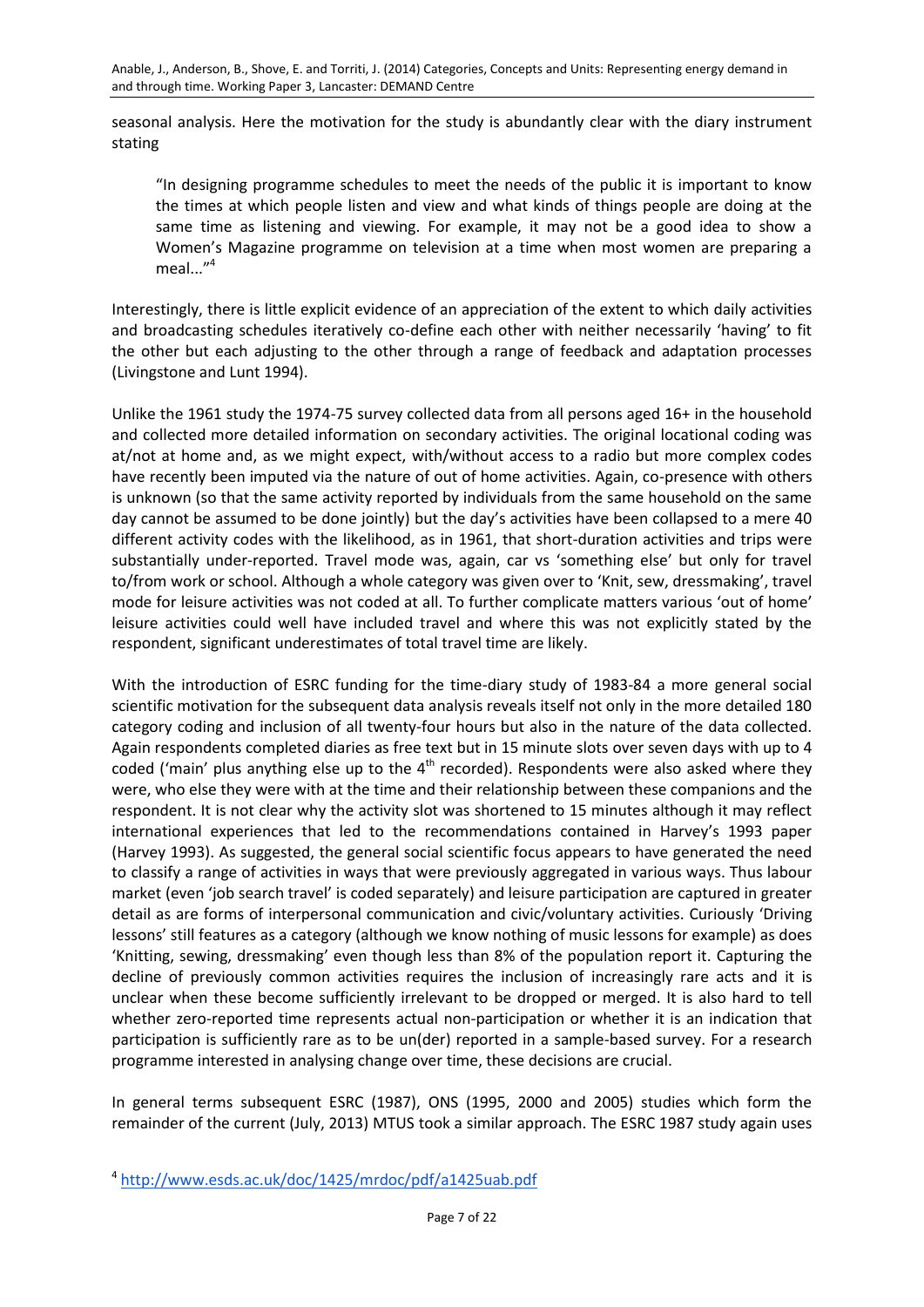seasonal analysis. Here the motivation for the study is abundantly clear with the diary instrument stating

> "In designing programme schedules to meet the needs of the public it is important to know the times at which people listen and view and what kinds of things people are doing at the same time as listening and viewing. For example, it may not be a good idea to show a Women's Magazine programme on television at a time when most women are preparing a meal..."[4]

Interestingly, there is little explicit evidence of an appreciation of the extent to which daily activities and broadcasting schedules iteratively co-define each other with neither necessarily 'having' to fit the other but each adjusting to the other through a range of feedback and adaptation processes (Livingstone and Lunt 1994).

Unlike the 1961 study the 1974-75 survey collected data from all persons aged 16+ in the household and collected more detailed information on secondary activities. The original locational coding was at/not at home and, as we might expect, with/without access to a radio but more complex codes have recently been imputed via the nature of out of home activities. Again, co-presence with others is unknown (so that the same activity reported by individuals from the same household on the same day cannot be assumed to be done jointly) but the day's activities have been collapsed to a mere 40 different activity codes with the likelihood, as in 1961, that short-duration activities and trips were substantially under-reported. Travel mode was, again, car vs 'something else' but only for travel to/from work or school. Although a whole category was given over to 'Knit, sew, dressmaking', travel mode for leisure activities was not coded at all. To further complicate matters various 'out of home' leisure activities could well have included travel and where this was not explicitly stated by the respondent, significant underestimates of total travel time are likely.

With the introduction of ESRC funding for the time-diary study of 1983-84 a more general social scientific motivation for the subsequent data analysis reveals itself not only in the more detailed 180 category coding and inclusion of all twenty-four hours but also in the nature of the data collected. Again respondents completed diaries as free text but in 15 minute slots over seven days with up to 4 coded ('main' plus anything else up to the 4th recorded). Respondents were also asked where they were, who else they were with at the time and their relationship between these companions and the respondent. It is not clear why the activity slot was shortened to 15 minutes although it may reflect international experiences that led to the recommendations contained in Harvey's 1993 paper (Harvey 1993). As suggested, the general social scientific focus appears to have generated the need to classify a range of activities in ways that were previously aggregated in various ways. Thus labour market (even 'job search travel' is coded separately) and leisure participation are captured in greater detail as are forms of interpersonal communication and civic/voluntary activities. Curiously 'Driving lessons' still features as a category (although we know nothing of music lessons for example) as does 'Knitting, sewing, dressmaking' even though less than 8% of the population report it. Capturing the decline of previously common activities requires the inclusion of increasingly rare acts and it is unclear when these become sufficiently irrelevant to be dropped or merged. It is also hard to tell whether zero-reported time represents actual non-participation or whether it is an indication that participation is sufficiently rare as to be un(der) reported in a sample-based survey. For a research programme interested in analysing change over time, these decisions are crucial.

In general terms subsequent ESRC (1987), ONS (1995, 2000 and 2005) studies which form the remainder of the current (July, 2013) MTUS took a similar approach. The ESRC 1987 study again uses

[4] http://www.esds.ac.uk/doc/1425/mrdoc/pdf/a1425uab.pdf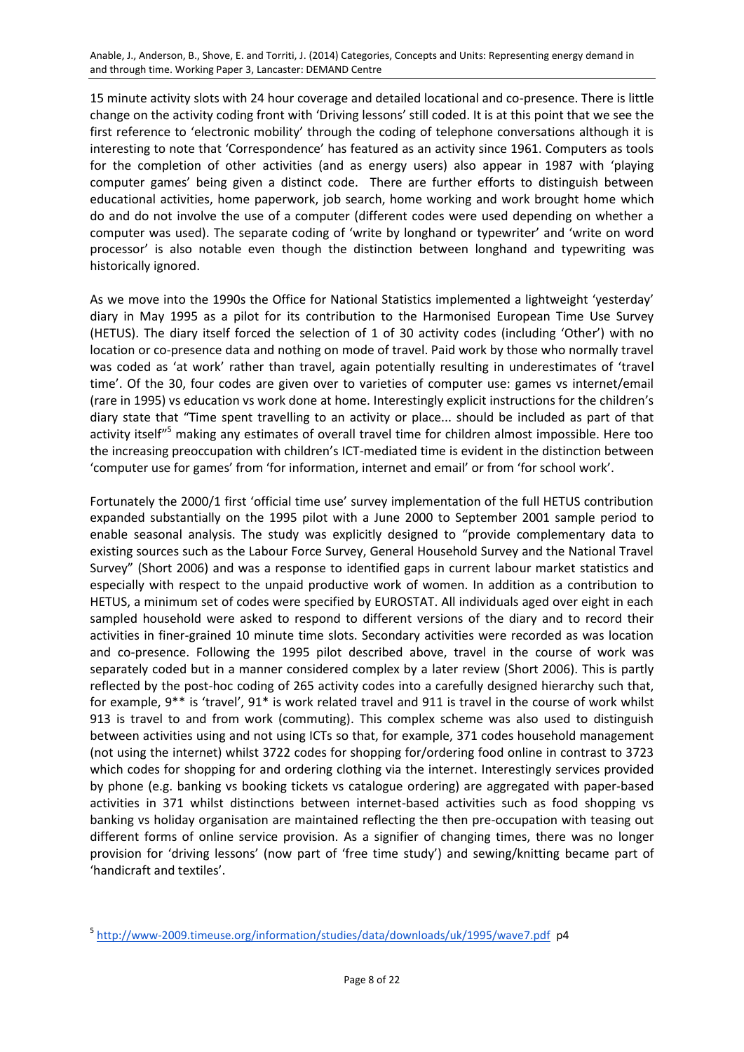15 minute activity slots with 24 hour coverage and detailed locational and co-presence. There is little change on the activity coding front with 'Driving lessons' still coded. It is at this point that we see the first reference to 'electronic mobility' through the coding of telephone conversations although it is interesting to note that 'Correspondence' has featured as an activity since 1961. Computers as tools for the completion of other activities (and as energy users) also appear in 1987 with 'playing computer games' being given a distinct code. There are further efforts to distinguish between educational activities, home paperwork, job search, home working and work brought home which do and do not involve the use of a computer (different codes were used depending on whether a computer was used). The separate coding of 'write by longhand or typewriter' and 'write on word processor' is also notable even though the distinction between longhand and typewriting was historically ignored.

As we move into the 1990s the Office for National Statistics implemented a lightweight 'yesterday' diary in May 1995 as a pilot for its contribution to the Harmonised European Time Use Survey (HETUS). The diary itself forced the selection of 1 of 30 activity codes (including 'Other') with no location or co-presence data and nothing on mode of travel. Paid work by those who normally travel was coded as 'at work' rather than travel, again potentially resulting in underestimates of 'travel time'. Of the 30, four codes are given over to varieties of computer use: games vs internet/email (rare in 1995) vs education vs work done at home. Interestingly explicit instructions for the children's diary state that "Time spent travelling to an activity or place... should be included as part of that activity itself"[5] making any estimates of overall travel time for children almost impossible. Here too the increasing preoccupation with children's ICT-mediated time is evident in the distinction between 'computer use for games' from 'for information, internet and email' or from 'for school work'.

Fortunately the 2000/1 first 'official time use' survey implementation of the full HETUS contribution expanded substantially on the 1995 pilot with a June 2000 to September 2001 sample period to enable seasonal analysis. The study was explicitly designed to "provide complementary data to existing sources such as the Labour Force Survey, General Household Survey and the National Travel Survey" (Short 2006) and was a response to identified gaps in current labour market statistics and especially with respect to the unpaid productive work of women. In addition as a contribution to HETUS, a minimum set of codes were specified by EUROSTAT. All individuals aged over eight in each sampled household were asked to respond to different versions of the diary and to record their activities in finer-grained 10 minute time slots. Secondary activities were recorded as was location and co-presence. Following the 1995 pilot described above, travel in the course of work was separately coded but in a manner considered complex by a later review (Short 2006). This is partly reflected by the post-hoc coding of 265 activity codes into a carefully designed hierarchy such that, for example, 9** is 'travel', 91* is work related travel and 911 is travel in the course of work whilst 913 is travel to and from work (commuting). This complex scheme was also used to distinguish between activities using and not using ICTs so that, for example, 371 codes household management (not using the internet) whilst 3722 codes for shopping for/ordering food online in contrast to 3723 which codes for shopping for and ordering clothing via the internet. Interestingly services provided by phone (e.g. banking vs booking tickets vs catalogue ordering) are aggregated with paper-based activities in 371 whilst distinctions between internet-based activities such as food shopping vs banking vs holiday organisation are maintained reflecting the then pre-occupation with teasing out different forms of online service provision. As a signifier of changing times, there was no longer provision for 'driving lessons' (now part of 'free time study') and sewing/knitting became part of 'handicraft and textiles'.

[5] http://www-2009.timeuse.org/information/studies/data/downloads/uk/1995/wave7.pdf p4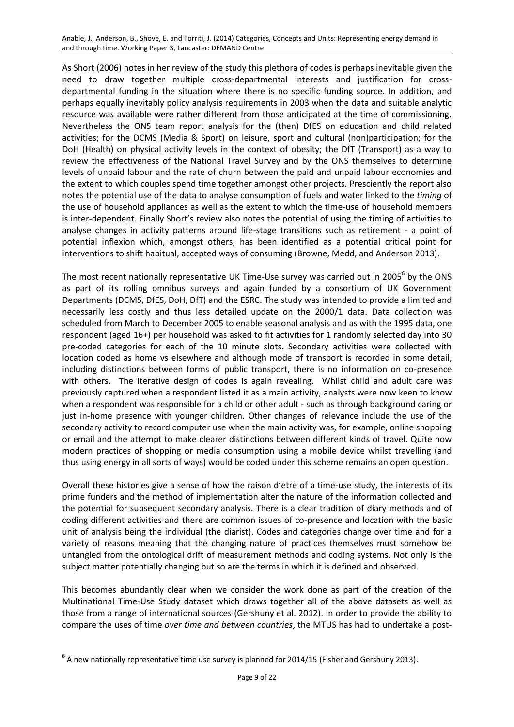As Short (2006) notes in her review of the study this plethora of codes is perhaps inevitable given the need to draw together multiple cross-departmental interests and justification for cross-departmental funding in the situation where there is no specific funding source. In addition, and perhaps equally inevitably policy analysis requirements in 2003 when the data and suitable analytic resource was available were rather different from those anticipated at the time of commissioning. Nevertheless the ONS team report analysis for the (then) DfES on education and child related activities; for the DCMS (Media & Sport) on leisure, sport and cultural (non)participation; for the DoH (Health) on physical activity levels in the context of obesity; the DfT (Transport) as a way to review the effectiveness of the National Travel Survey and by the ONS themselves to determine levels of unpaid labour and the rate of churn between the paid and unpaid labour economies and the extent to which couples spend time together amongst other projects. Presciently the report also notes the potential use of the data to analyse consumption of fuels and water linked to the *timing* of the use of household appliances as well as the extent to which the time-use of household members is inter-dependent. Finally Short's review also notes the potential of using the timing of activities to analyse changes in activity patterns around life-stage transitions such as retirement - a point of potential inflexion which, amongst others, has been identified as a potential critical point for interventions to shift habitual, accepted ways of consuming (Browne, Medd, and Anderson 2013).

The most recent nationally representative UK Time-Use survey was carried out in 2005[6] by the ONS as part of its rolling omnibus surveys and again funded by a consortium of UK Government Departments (DCMS, DfES, DoH, DfT) and the ESRC. The study was intended to provide a limited and necessarily less costly and thus less detailed update on the 2000/1 data. Data collection was scheduled from March to December 2005 to enable seasonal analysis and as with the 1995 data, one respondent (aged 16+) per household was asked to fit activities for 1 randomly selected day into 30 pre-coded categories for each of the 10 minute slots. Secondary activities were collected with location coded as home vs elsewhere and although mode of transport is recorded in some detail, including distinctions between forms of public transport, there is no information on co-presence with others. The iterative design of codes is again revealing. Whilst child and adult care was previously captured when a respondent listed it as a main activity, analysts were now keen to know when a respondent was responsible for a child or other adult - such as through background caring or just in-home presence with younger children. Other changes of relevance include the use of the secondary activity to record computer use when the main activity was, for example, online shopping or email and the attempt to make clearer distinctions between different kinds of travel. Quite how modern practices of shopping or media consumption using a mobile device whilst travelling (and thus using energy in all sorts of ways) would be coded under this scheme remains an open question.

Overall these histories give a sense of how the raison d'etre of a time-use study, the interests of its prime funders and the method of implementation alter the nature of the information collected and the potential for subsequent secondary analysis. There is a clear tradition of diary methods and of coding different activities and there are common issues of co-presence and location with the basic unit of analysis being the individual (the diarist). Codes and categories change over time and for a variety of reasons meaning that the changing nature of practices themselves must somehow be untangled from the ontological drift of measurement methods and coding systems. Not only is the subject matter potentially changing but so are the terms in which it is defined and observed.

This becomes abundantly clear when we consider the work done as part of the creation of the Multinational Time-Use Study dataset which draws together all of the above datasets as well as those from a range of international sources (Gershuny et al. 2012). In order to provide the ability to compare the uses of time *over time and between countries*, the MTUS has had to undertake a post-

[6] A new nationally representative time use survey is planned for 2014/15 (Fisher and Gershuny 2013).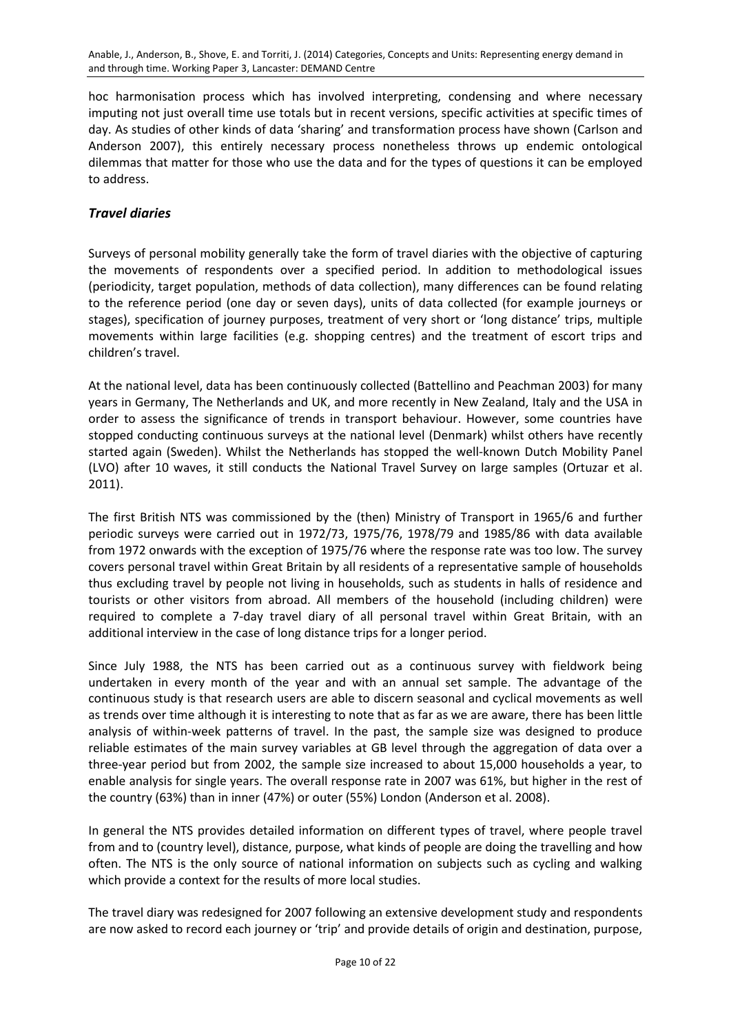hoc harmonisation process which has involved interpreting, condensing and where necessary imputing not just overall time use totals but in recent versions, specific activities at specific times of day. As studies of other kinds of data 'sharing' and transformation process have shown (Carlson and Anderson 2007), this entirely necessary process nonetheless throws up endemic ontological dilemmas that matter for those who use the data and for the types of questions it can be employed to address.

### *Travel diaries*

Surveys of personal mobility generally take the form of travel diaries with the objective of capturing the movements of respondents over a specified period. In addition to methodological issues (periodicity, target population, methods of data collection), many differences can be found relating to the reference period (one day or seven days), units of data collected (for example journeys or stages), specification of journey purposes, treatment of very short or 'long distance' trips, multiple movements within large facilities (e.g. shopping centres) and the treatment of escort trips and children's travel.

At the national level, data has been continuously collected (Battellino and Peachman 2003) for many years in Germany, The Netherlands and UK, and more recently in New Zealand, Italy and the USA in order to assess the significance of trends in transport behaviour. However, some countries have stopped conducting continuous surveys at the national level (Denmark) whilst others have recently started again (Sweden). Whilst the Netherlands has stopped the well-known Dutch Mobility Panel (LVO) after 10 waves, it still conducts the National Travel Survey on large samples (Ortuzar et al. 2011).

The first British NTS was commissioned by the (then) Ministry of Transport in 1965/6 and further periodic surveys were carried out in 1972/73, 1975/76, 1978/79 and 1985/86 with data available from 1972 onwards with the exception of 1975/76 where the response rate was too low. The survey covers personal travel within Great Britain by all residents of a representative sample of households thus excluding travel by people not living in households, such as students in halls of residence and tourists or other visitors from abroad. All members of the household (including children) were required to complete a 7-day travel diary of all personal travel within Great Britain, with an additional interview in the case of long distance trips for a longer period.

Since July 1988, the NTS has been carried out as a continuous survey with fieldwork being undertaken in every month of the year and with an annual set sample. The advantage of the continuous study is that research users are able to discern seasonal and cyclical movements as well as trends over time although it is interesting to note that as far as we are aware, there has been little analysis of within-week patterns of travel. In the past, the sample size was designed to produce reliable estimates of the main survey variables at GB level through the aggregation of data over a three-year period but from 2002, the sample size increased to about 15,000 households a year, to enable analysis for single years. The overall response rate in 2007 was 61%, but higher in the rest of the country (63%) than in inner (47%) or outer (55%) London (Anderson et al. 2008).

In general the NTS provides detailed information on different types of travel, where people travel from and to (country level), distance, purpose, what kinds of people are doing the travelling and how often. The NTS is the only source of national information on subjects such as cycling and walking which provide a context for the results of more local studies.

The travel diary was redesigned for 2007 following an extensive development study and respondents are now asked to record each journey or 'trip' and provide details of origin and destination, purpose,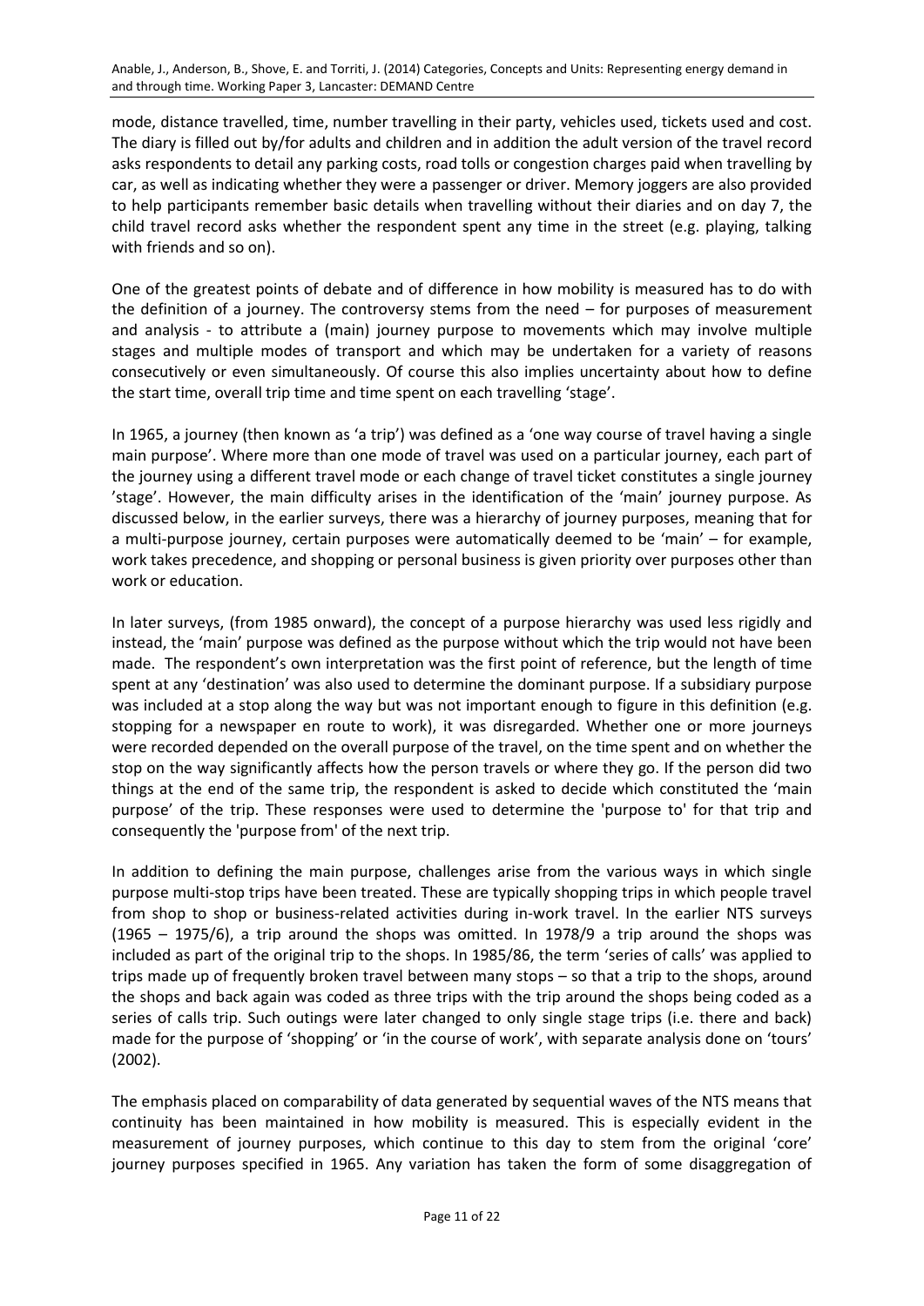mode, distance travelled, time, number travelling in their party, vehicles used, tickets used and cost. The diary is filled out by/for adults and children and in addition the adult version of the travel record asks respondents to detail any parking costs, road tolls or congestion charges paid when travelling by car, as well as indicating whether they were a passenger or driver. Memory joggers are also provided to help participants remember basic details when travelling without their diaries and on day 7, the child travel record asks whether the respondent spent any time in the street (e.g. playing, talking with friends and so on).

One of the greatest points of debate and of difference in how mobility is measured has to do with the definition of a journey. The controversy stems from the need – for purposes of measurement and analysis - to attribute a (main) journey purpose to movements which may involve multiple stages and multiple modes of transport and which may be undertaken for a variety of reasons consecutively or even simultaneously. Of course this also implies uncertainty about how to define the start time, overall trip time and time spent on each travelling 'stage'.

In 1965, a journey (then known as 'a trip') was defined as a 'one way course of travel having a single main purpose'. Where more than one mode of travel was used on a particular journey, each part of the journey using a different travel mode or each change of travel ticket constitutes a single journey 'stage'. However, the main difficulty arises in the identification of the 'main' journey purpose. As discussed below, in the earlier surveys, there was a hierarchy of journey purposes, meaning that for a multi-purpose journey, certain purposes were automatically deemed to be 'main' – for example, work takes precedence, and shopping or personal business is given priority over purposes other than work or education.

In later surveys, (from 1985 onward), the concept of a purpose hierarchy was used less rigidly and instead, the 'main' purpose was defined as the purpose without which the trip would not have been made. The respondent's own interpretation was the first point of reference, but the length of time spent at any 'destination' was also used to determine the dominant purpose. If a subsidiary purpose was included at a stop along the way but was not important enough to figure in this definition (e.g. stopping for a newspaper en route to work), it was disregarded. Whether one or more journeys were recorded depended on the overall purpose of the travel, on the time spent and on whether the stop on the way significantly affects how the person travels or where they go. If the person did two things at the end of the same trip, the respondent is asked to decide which constituted the 'main purpose' of the trip. These responses were used to determine the 'purpose to' for that trip and consequently the 'purpose from' of the next trip.

In addition to defining the main purpose, challenges arise from the various ways in which single purpose multi-stop trips have been treated. These are typically shopping trips in which people travel from shop to shop or business-related activities during in-work travel. In the earlier NTS surveys (1965 – 1975/6), a trip around the shops was omitted. In 1978/9 a trip around the shops was included as part of the original trip to the shops. In 1985/86, the term 'series of calls' was applied to trips made up of frequently broken travel between many stops – so that a trip to the shops, around the shops and back again was coded as three trips with the trip around the shops being coded as a series of calls trip. Such outings were later changed to only single stage trips (i.e. there and back) made for the purpose of 'shopping' or 'in the course of work', with separate analysis done on 'tours' (2002).

The emphasis placed on comparability of data generated by sequential waves of the NTS means that continuity has been maintained in how mobility is measured. This is especially evident in the measurement of journey purposes, which continue to this day to stem from the original 'core' journey purposes specified in 1965. Any variation has taken the form of some disaggregation of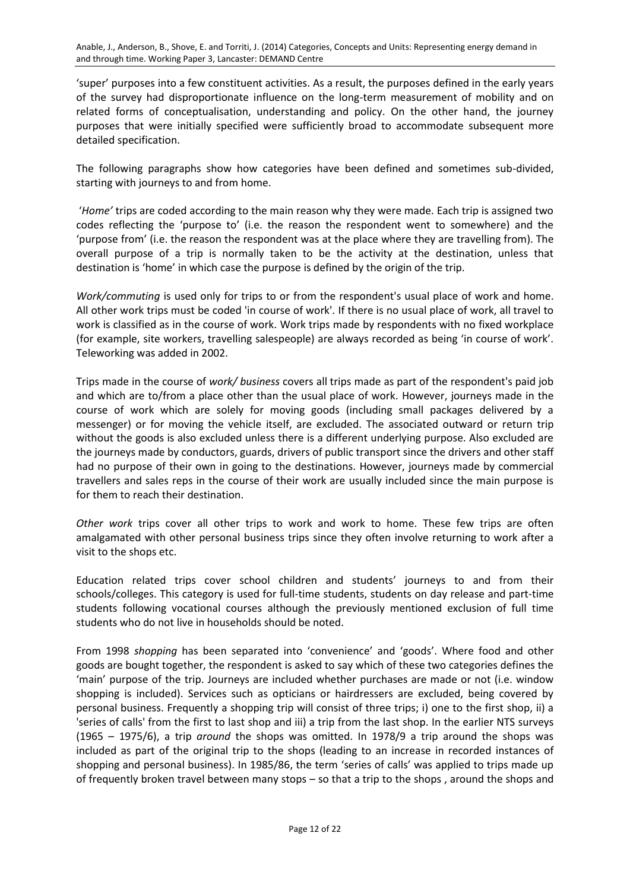'super' purposes into a few constituent activities. As a result, the purposes defined in the early years of the survey had disproportionate influence on the long-term measurement of mobility and on related forms of conceptualisation, understanding and policy. On the other hand, the journey purposes that were initially specified were sufficiently broad to accommodate subsequent more detailed specification.

The following paragraphs show how categories have been defined and sometimes sub-divided, starting with journeys to and from home.

'*Home'* trips are coded according to the main reason why they were made. Each trip is assigned two codes reflecting the 'purpose to' (i.e. the reason the respondent went to somewhere) and the 'purpose from' (i.e. the reason the respondent was at the place where they are travelling from). The overall purpose of a trip is normally taken to be the activity at the destination, unless that destination is 'home' in which case the purpose is defined by the origin of the trip.

*Work/commuting* is used only for trips to or from the respondent's usual place of work and home. All other work trips must be coded 'in course of work'. If there is no usual place of work, all travel to work is classified as in the course of work. Work trips made by respondents with no fixed workplace (for example, site workers, travelling salespeople) are always recorded as being 'in course of work'. Teleworking was added in 2002.

Trips made in the course of *work/ business* covers all trips made as part of the respondent's paid job and which are to/from a place other than the usual place of work. However, journeys made in the course of work which are solely for moving goods (including small packages delivered by a messenger) or for moving the vehicle itself, are excluded. The associated outward or return trip without the goods is also excluded unless there is a different underlying purpose. Also excluded are the journeys made by conductors, guards, drivers of public transport since the drivers and other staff had no purpose of their own in going to the destinations. However, journeys made by commercial travellers and sales reps in the course of their work are usually included since the main purpose is for them to reach their destination.

*Other work* trips cover all other trips to work and work to home. These few trips are often amalgamated with other personal business trips since they often involve returning to work after a visit to the shops etc.

Education related trips cover school children and students' journeys to and from their schools/colleges. This category is used for full-time students, students on day release and part-time students following vocational courses although the previously mentioned exclusion of full time students who do not live in households should be noted.

From 1998 *shopping* has been separated into 'convenience' and 'goods'. Where food and other goods are bought together, the respondent is asked to say which of these two categories defines the 'main' purpose of the trip. Journeys are included whether purchases are made or not (i.e. window shopping is included). Services such as opticians or hairdressers are excluded, being covered by personal business. Frequently a shopping trip will consist of three trips; i) one to the first shop, ii) a 'series of calls' from the first to last shop and iii) a trip from the last shop. In the earlier NTS surveys (1965 – 1975/6), a trip *around* the shops was omitted. In 1978/9 a trip around the shops was included as part of the original trip to the shops (leading to an increase in recorded instances of shopping and personal business). In 1985/86, the term 'series of calls' was applied to trips made up of frequently broken travel between many stops – so that a trip to the shops , around the shops and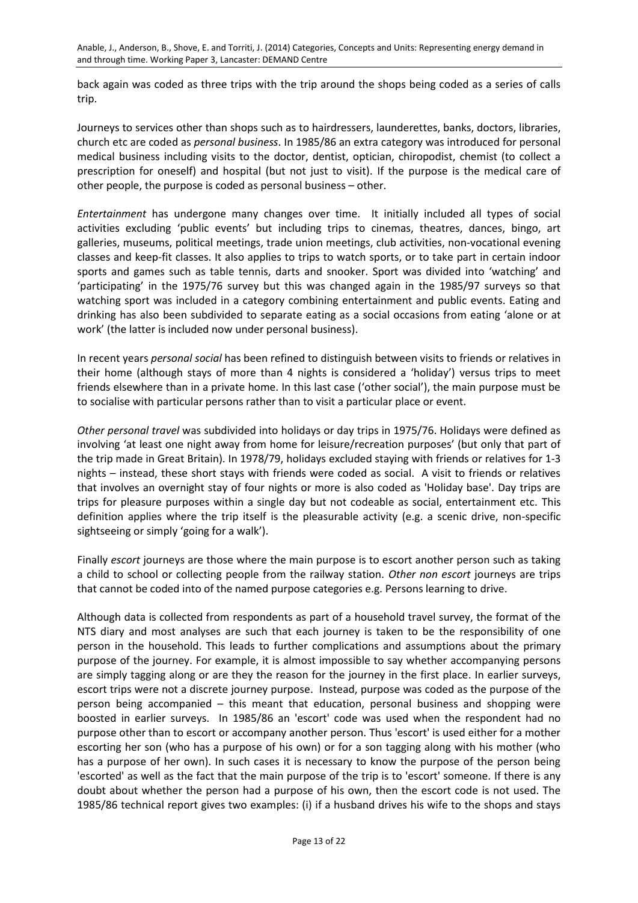back again was coded as three trips with the trip around the shops being coded as a series of calls trip.

Journeys to services other than shops such as to hairdressers, launderettes, banks, doctors, libraries, church etc are coded as *personal business*. In 1985/86 an extra category was introduced for personal medical business including visits to the doctor, dentist, optician, chiropodist, chemist (to collect a prescription for oneself) and hospital (but not just to visit). If the purpose is the medical care of other people, the purpose is coded as personal business – other.

*Entertainment* has undergone many changes over time. It initially included all types of social activities excluding 'public events' but including trips to cinemas, theatres, dances, bingo, art galleries, museums, political meetings, trade union meetings, club activities, non-vocational evening classes and keep-fit classes. It also applies to trips to watch sports, or to take part in certain indoor sports and games such as table tennis, darts and snooker. Sport was divided into 'watching' and 'participating' in the 1975/76 survey but this was changed again in the 1985/97 surveys so that watching sport was included in a category combining entertainment and public events. Eating and drinking has also been subdivided to separate eating as a social occasions from eating 'alone or at work' (the latter is included now under personal business).

In recent years *personal social* has been refined to distinguish between visits to friends or relatives in their home (although stays of more than 4 nights is considered a 'holiday') versus trips to meet friends elsewhere than in a private home. In this last case ('other social'), the main purpose must be to socialise with particular persons rather than to visit a particular place or event.

*Other personal travel* was subdivided into holidays or day trips in 1975/76. Holidays were defined as involving 'at least one night away from home for leisure/recreation purposes' (but only that part of the trip made in Great Britain). In 1978/79, holidays excluded staying with friends or relatives for 1-3 nights – instead, these short stays with friends were coded as social. A visit to friends or relatives that involves an overnight stay of four nights or more is also coded as 'Holiday base'. Day trips are trips for pleasure purposes within a single day but not codeable as social, entertainment etc. This definition applies where the trip itself is the pleasurable activity (e.g. a scenic drive, non-specific sightseeing or simply 'going for a walk').

Finally *escort* journeys are those where the main purpose is to escort another person such as taking a child to school or collecting people from the railway station. *Other non escort* journeys are trips that cannot be coded into of the named purpose categories e.g. Persons learning to drive.

Although data is collected from respondents as part of a household travel survey, the format of the NTS diary and most analyses are such that each journey is taken to be the responsibility of one person in the household. This leads to further complications and assumptions about the primary purpose of the journey. For example, it is almost impossible to say whether accompanying persons are simply tagging along or are they the reason for the journey in the first place. In earlier surveys, escort trips were not a discrete journey purpose. Instead, purpose was coded as the purpose of the person being accompanied – this meant that education, personal business and shopping were boosted in earlier surveys. In 1985/86 an 'escort' code was used when the respondent had no purpose other than to escort or accompany another person. Thus 'escort' is used either for a mother escorting her son (who has a purpose of his own) or for a son tagging along with his mother (who has a purpose of her own). In such cases it is necessary to know the purpose of the person being 'escorted' as well as the fact that the main purpose of the trip is to 'escort' someone. If there is any doubt about whether the person had a purpose of his own, then the escort code is not used. The 1985/86 technical report gives two examples: (i) if a husband drives his wife to the shops and stays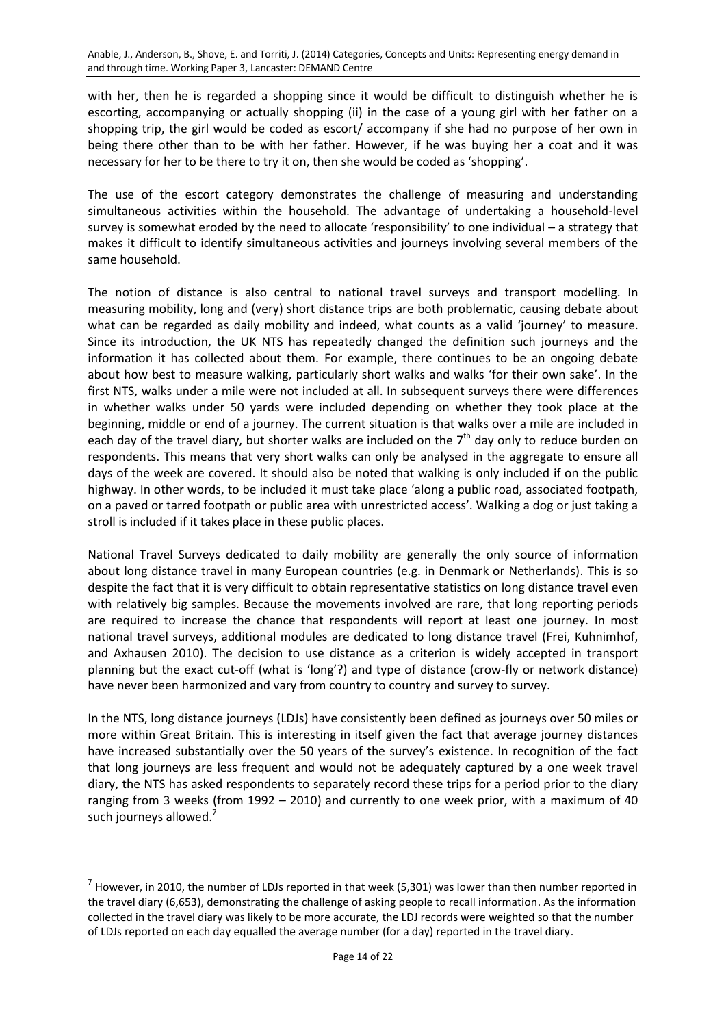with her, then he is regarded a shopping since it would be difficult to distinguish whether he is escorting, accompanying or actually shopping (ii) in the case of a young girl with her father on a shopping trip, the girl would be coded as escort/ accompany if she had no purpose of her own in being there other than to be with her father. However, if he was buying her a coat and it was necessary for her to be there to try it on, then she would be coded as 'shopping'.

The use of the escort category demonstrates the challenge of measuring and understanding simultaneous activities within the household. The advantage of undertaking a household-level survey is somewhat eroded by the need to allocate 'responsibility' to one individual – a strategy that makes it difficult to identify simultaneous activities and journeys involving several members of the same household.

The notion of distance is also central to national travel surveys and transport modelling. In measuring mobility, long and (very) short distance trips are both problematic, causing debate about what can be regarded as daily mobility and indeed, what counts as a valid 'journey' to measure. Since its introduction, the UK NTS has repeatedly changed the definition such journeys and the information it has collected about them. For example, there continues to be an ongoing debate about how best to measure walking, particularly short walks and walks 'for their own sake'. In the first NTS, walks under a mile were not included at all. In subsequent surveys there were differences in whether walks under 50 yards were included depending on whether they took place at the beginning, middle or end of a journey. The current situation is that walks over a mile are included in each day of the travel diary, but shorter walks are included on the 7th day only to reduce burden on respondents. This means that very short walks can only be analysed in the aggregate to ensure all days of the week are covered. It should also be noted that walking is only included if on the public highway. In other words, to be included it must take place 'along a public road, associated footpath, on a paved or tarred footpath or public area with unrestricted access'. Walking a dog or just taking a stroll is included if it takes place in these public places.

National Travel Surveys dedicated to daily mobility are generally the only source of information about long distance travel in many European countries (e.g. in Denmark or Netherlands). This is so despite the fact that it is very difficult to obtain representative statistics on long distance travel even with relatively big samples. Because the movements involved are rare, that long reporting periods are required to increase the chance that respondents will report at least one journey. In most national travel surveys, additional modules are dedicated to long distance travel (Frei, Kuhnimhof, and Axhausen 2010). The decision to use distance as a criterion is widely accepted in transport planning but the exact cut-off (what is 'long'?) and type of distance (crow-fly or network distance) have never been harmonized and vary from country to country and survey to survey.

In the NTS, long distance journeys (LDJs) have consistently been defined as journeys over 50 miles or more within Great Britain. This is interesting in itself given the fact that average journey distances have increased substantially over the 50 years of the survey's existence. In recognition of the fact that long journeys are less frequent and would not be adequately captured by a one week travel diary, the NTS has asked respondents to separately record these trips for a period prior to the diary ranging from 3 weeks (from 1992 – 2010) and currently to one week prior, with a maximum of 40 such journeys allowed.[7]

[7] However, in 2010, the number of LDJs reported in that week (5,301) was lower than then number reported in the travel diary (6,653), demonstrating the challenge of asking people to recall information. As the information collected in the travel diary was likely to be more accurate, the LDJ records were weighted so that the number of LDJs reported on each day equalled the average number (for a day) reported in the travel diary.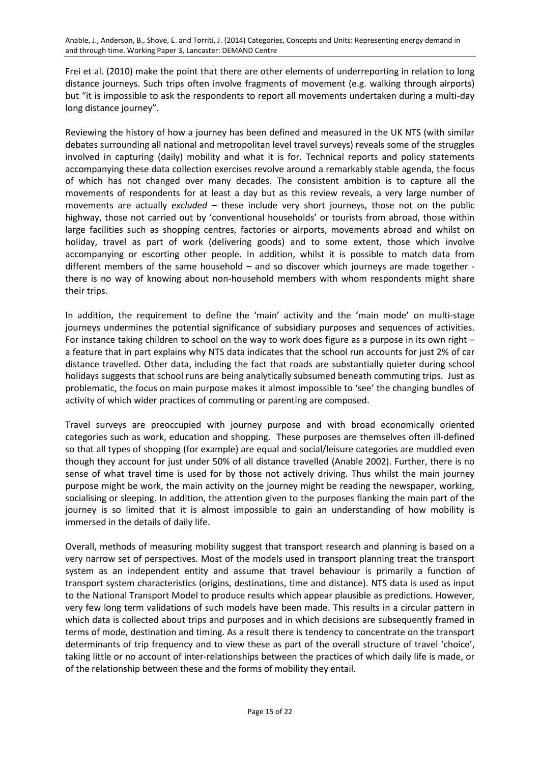Frei et al. (2010) make the point that there are other elements of underreporting in relation to long distance journeys. Such trips often involve fragments of movement (e.g. walking through airports) but "it is impossible to ask the respondents to report all movements undertaken during a multi-day long distance journey".

Reviewing the history of how a journey has been defined and measured in the UK NTS (with similar debates surrounding all national and metropolitan level travel surveys) reveals some of the struggles involved in capturing (daily) mobility and what it is for. Technical reports and policy statements accompanying these data collection exercises revolve around a remarkably stable agenda, the focus of which has not changed over many decades. The consistent ambition is to capture all the movements of respondents for at least a day but as this review reveals, a very large number of movements are actually *excluded* – these include very short journeys, those not on the public highway, those not carried out by 'conventional households' or tourists from abroad, those within large facilities such as shopping centres, factories or airports, movements abroad and whilst on holiday, travel as part of work (delivering goods) and to some extent, those which involve accompanying or escorting other people. In addition, whilst it is possible to match data from different members of the same household – and so discover which journeys are made together - there is no way of knowing about non-household members with whom respondents might share their trips.

In addition, the requirement to define the 'main' activity and the 'main mode' on multi-stage journeys undermines the potential significance of subsidiary purposes and sequences of activities. For instance taking children to school on the way to work does figure as a purpose in its own right – a feature that in part explains why NTS data indicates that the school run accounts for just 2% of car distance travelled. Other data, including the fact that roads are substantially quieter during school holidays suggests that school runs are being analytically subsumed beneath commuting trips. Just as problematic, the focus on main purpose makes it almost impossible to 'see' the changing bundles of activity of which wider practices of commuting or parenting are composed.

Travel surveys are preoccupied with journey purpose and with broad economically oriented categories such as work, education and shopping. These purposes are themselves often ill-defined so that all types of shopping (for example) are equal and social/leisure categories are muddled even though they account for just under 50% of all distance travelled (Anable 2002). Further, there is no sense of what travel time is used for by those not actively driving. Thus whilst the main journey purpose might be work, the main activity on the journey might be reading the newspaper, working, socialising or sleeping. In addition, the attention given to the purposes flanking the main part of the journey is so limited that it is almost impossible to gain an understanding of how mobility is immersed in the details of daily life.

Overall, methods of measuring mobility suggest that transport research and planning is based on a very narrow set of perspectives. Most of the models used in transport planning treat the transport system as an independent entity and assume that travel behaviour is primarily a function of transport system characteristics (origins, destinations, time and distance). NTS data is used as input to the National Transport Model to produce results which appear plausible as predictions. However, very few long term validations of such models have been made. This results in a circular pattern in which data is collected about trips and purposes and in which decisions are subsequently framed in terms of mode, destination and timing. As a result there is tendency to concentrate on the transport determinants of trip frequency and to view these as part of the overall structure of travel 'choice', taking little or no account of inter-relationships between the practices of which daily life is made, or of the relationship between these and the forms of mobility they entail.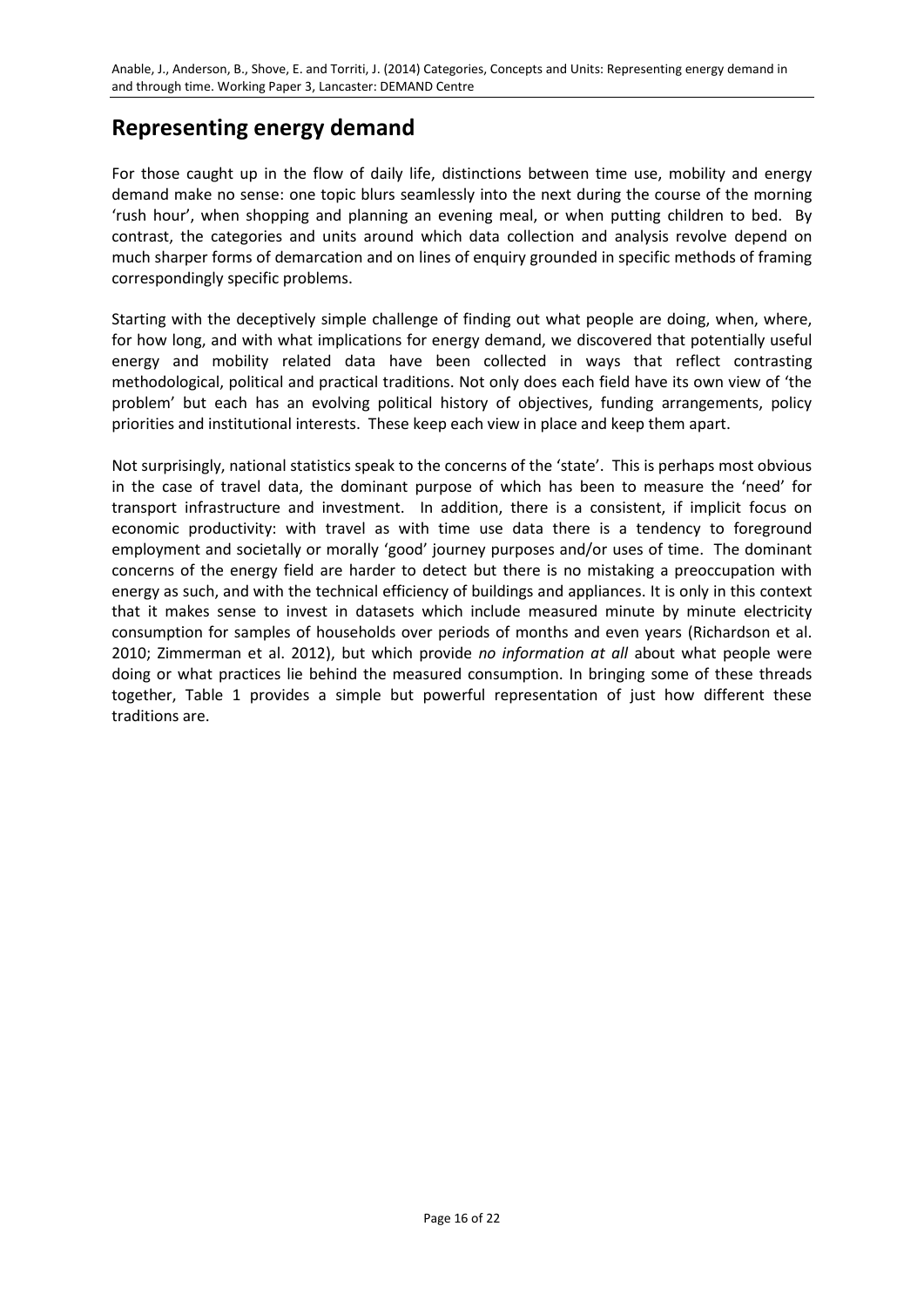## Representing energy demand

For those caught up in the flow of daily life, distinctions between time use, mobility and energy demand make no sense: one topic blurs seamlessly into the next during the course of the morning 'rush hour', when shopping and planning an evening meal, or when putting children to bed. By contrast, the categories and units around which data collection and analysis revolve depend on much sharper forms of demarcation and on lines of enquiry grounded in specific methods of framing correspondingly specific problems.

Starting with the deceptively simple challenge of finding out what people are doing, when, where, for how long, and with what implications for energy demand, we discovered that potentially useful energy and mobility related data have been collected in ways that reflect contrasting methodological, political and practical traditions. Not only does each field have its own view of 'the problem' but each has an evolving political history of objectives, funding arrangements, policy priorities and institutional interests. These keep each view in place and keep them apart.

Not surprisingly, national statistics speak to the concerns of the 'state'. This is perhaps most obvious in the case of travel data, the dominant purpose of which has been to measure the 'need' for transport infrastructure and investment. In addition, there is a consistent, if implicit focus on economic productivity: with travel as with time use data there is a tendency to foreground employment and societally or morally 'good' journey purposes and/or uses of time. The dominant concerns of the energy field are harder to detect but there is no mistaking a preoccupation with energy as such, and with the technical efficiency of buildings and appliances. It is only in this context that it makes sense to invest in datasets which include measured minute by minute electricity consumption for samples of households over periods of months and even years (Richardson et al. 2010; Zimmerman et al. 2012), but which provide *no information at all* about what people were doing or what practices lie behind the measured consumption. In bringing some of these threads together, Table 1 provides a simple but powerful representation of just how different these traditions are.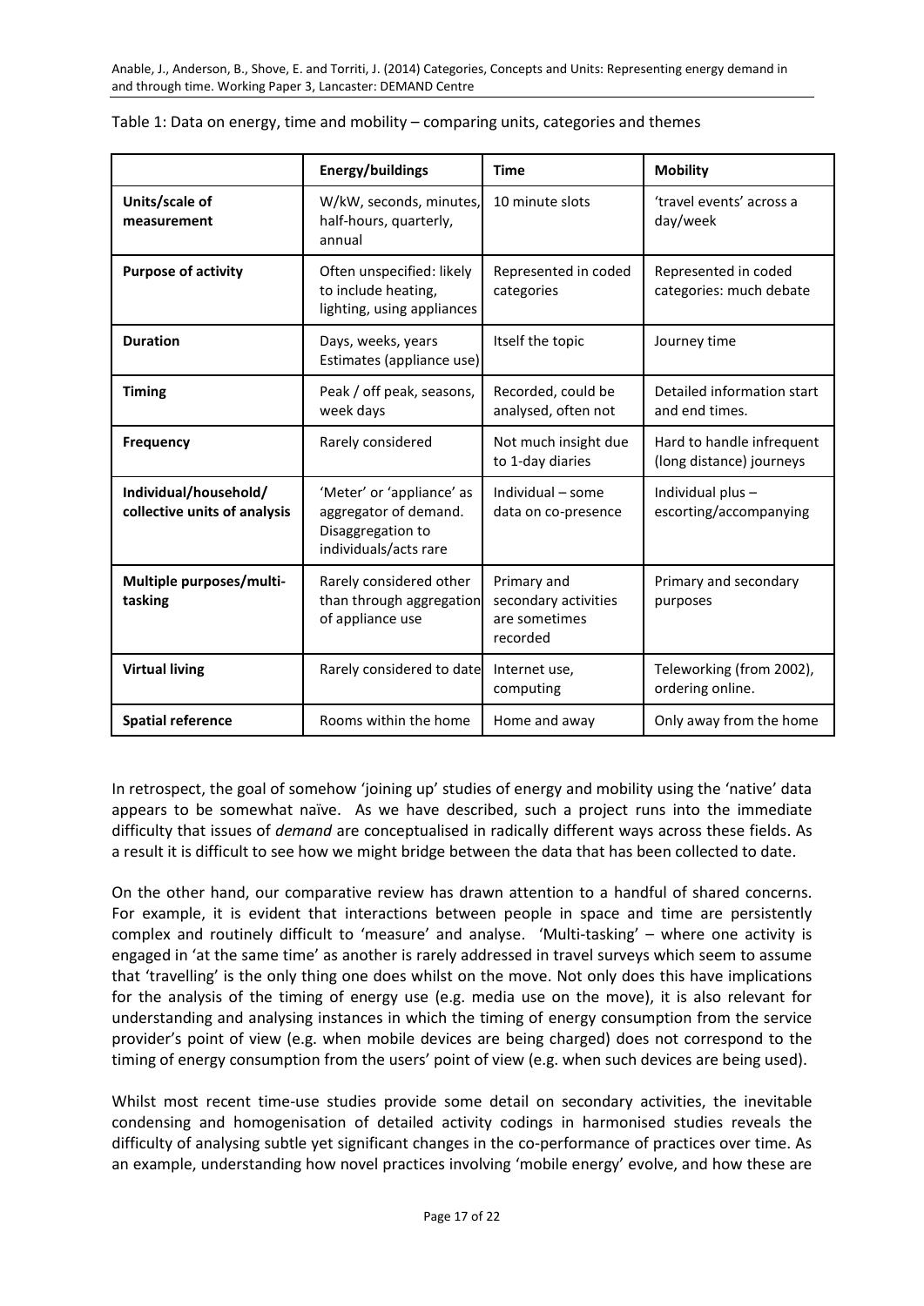Table 1: Data on energy, time and mobility – comparing units, categories and themes

| | **Energy/buildings** | **Time** | **Mobility** |
|---|---|---|---|
| **Units/scale of measurement** | W/kW, seconds, minutes, half-hours, quarterly, annual | 10 minute slots | 'travel events' across a day/week |
| **Purpose of activity** | Often unspecified: likely to include heating, lighting, using appliances | Represented in coded categories | Represented in coded categories: much debate |
| **Duration** | Days, weeks, years Estimates (appliance use) | Itself the topic | Journey time |
| **Timing** | Peak / off peak, seasons, week days | Recorded, could be analysed, often not | Detailed information start and end times. |
| **Frequency** | Rarely considered | Not much insight due to 1-day diaries | Hard to handle infrequent (long distance) journeys |
| **Individual/household/ collective units of analysis** | 'Meter' or 'appliance' as aggregator of demand. Disaggregation to individuals/acts rare | Individual – some data on co-presence | Individual plus – escorting/accompanying |
| **Multiple purposes/multi-tasking** | Rarely considered other than through aggregation of appliance use | Primary and secondary activities are sometimes recorded | Primary and secondary purposes |
| **Virtual living** | Rarely considered to date | Internet use, computing | Teleworking (from 2002), ordering online. |
| **Spatial reference** | Rooms within the home | Home and away | Only away from the home |

In retrospect, the goal of somehow 'joining up' studies of energy and mobility using the 'native' data appears to be somewhat naïve. As we have described, such a project runs into the immediate difficulty that issues of *demand* are conceptualised in radically different ways across these fields. As a result it is difficult to see how we might bridge between the data that has been collected to date.

On the other hand, our comparative review has drawn attention to a handful of shared concerns. For example, it is evident that interactions between people in space and time are persistently complex and routinely difficult to 'measure' and analyse. 'Multi-tasking' – where one activity is engaged in 'at the same time' as another is rarely addressed in travel surveys which seem to assume that 'travelling' is the only thing one does whilst on the move. Not only does this have implications for the analysis of the timing of energy use (e.g. media use on the move), it is also relevant for understanding and analysing instances in which the timing of energy consumption from the service provider's point of view (e.g. when mobile devices are being charged) does not correspond to the timing of energy consumption from the users' point of view (e.g. when such devices are being used).

Whilst most recent time-use studies provide some detail on secondary activities, the inevitable condensing and homogenisation of detailed activity codings in harmonised studies reveals the difficulty of analysing subtle yet significant changes in the co-performance of practices over time. As an example, understanding how novel practices involving 'mobile energy' evolve, and how these are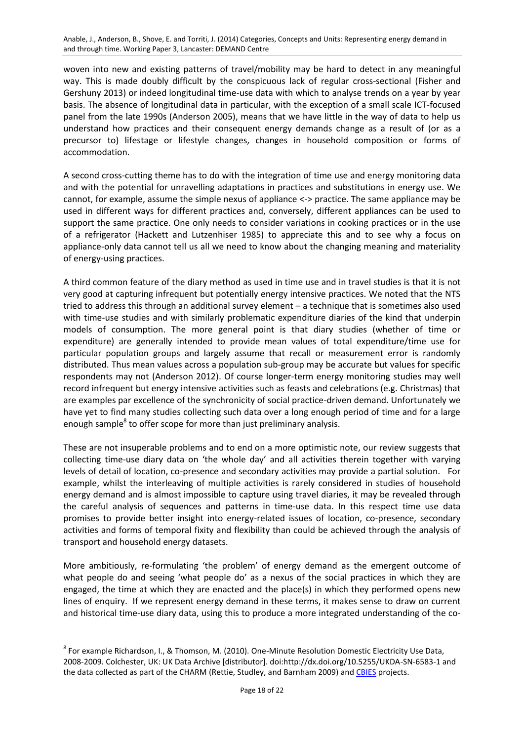woven into new and existing patterns of travel/mobility may be hard to detect in any meaningful way. This is made doubly difficult by the conspicuous lack of regular cross-sectional (Fisher and Gershuny 2013) or indeed longitudinal time-use data with which to analyse trends on a year by year basis. The absence of longitudinal data in particular, with the exception of a small scale ICT-focused panel from the late 1990s (Anderson 2005), means that we have little in the way of data to help us understand how practices and their consequent energy demands change as a result of (or as a precursor to) lifestage or lifestyle changes, changes in household composition or forms of accommodation.

A second cross-cutting theme has to do with the integration of time use and energy monitoring data and with the potential for unravelling adaptations in practices and substitutions in energy use. We cannot, for example, assume the simple nexus of appliance <-> practice. The same appliance may be used in different ways for different practices and, conversely, different appliances can be used to support the same practice. One only needs to consider variations in cooking practices or in the use of a refrigerator (Hackett and Lutzenhiser 1985) to appreciate this and to see why a focus on appliance-only data cannot tell us all we need to know about the changing meaning and materiality of energy-using practices.

A third common feature of the diary method as used in time use and in travel studies is that it is not very good at capturing infrequent but potentially energy intensive practices. We noted that the NTS tried to address this through an additional survey element – a technique that is sometimes also used with time-use studies and with similarly problematic expenditure diaries of the kind that underpin models of consumption. The more general point is that diary studies (whether of time or expenditure) are generally intended to provide mean values of total expenditure/time use for particular population groups and largely assume that recall or measurement error is randomly distributed. Thus mean values across a population sub-group may be accurate but values for specific respondents may not (Anderson 2012). Of course longer-term energy monitoring studies may well record infrequent but energy intensive activities such as feasts and celebrations (e.g. Christmas) that are examples par excellence of the synchronicity of social practice-driven demand. Unfortunately we have yet to find many studies collecting such data over a long enough period of time and for a large enough sample[8] to offer scope for more than just preliminary analysis.

These are not insuperable problems and to end on a more optimistic note, our review suggests that collecting time-use diary data on 'the whole day' and all activities therein together with varying levels of detail of location, co-presence and secondary activities may provide a partial solution. For example, whilst the interleaving of multiple activities is rarely considered in studies of household energy demand and is almost impossible to capture using travel diaries, it may be revealed through the careful analysis of sequences and patterns in time-use data. In this respect time use data promises to provide better insight into energy-related issues of location, co-presence, secondary activities and forms of temporal fixity and flexibility than could be achieved through the analysis of transport and household energy datasets.

More ambitiously, re-formulating 'the problem' of energy demand as the emergent outcome of what people do and seeing 'what people do' as a nexus of the social practices in which they are engaged, the time at which they are enacted and the place(s) in which they performed opens new lines of enquiry. If we represent energy demand in these terms, it makes sense to draw on current and historical time-use diary data, using this to produce a more integrated understanding of the co-

[8] For example Richardson, I., & Thomson, M. (2010). One-Minute Resolution Domestic Electricity Use Data, 2008-2009. Colchester, UK: UK Data Archive [distributor]. doi:http://dx.doi.org/10.5255/UKDA-SN-6583-1 and the data collected as part of the CHARM (Rettie, Studley, and Barnham 2009) and CBIES projects.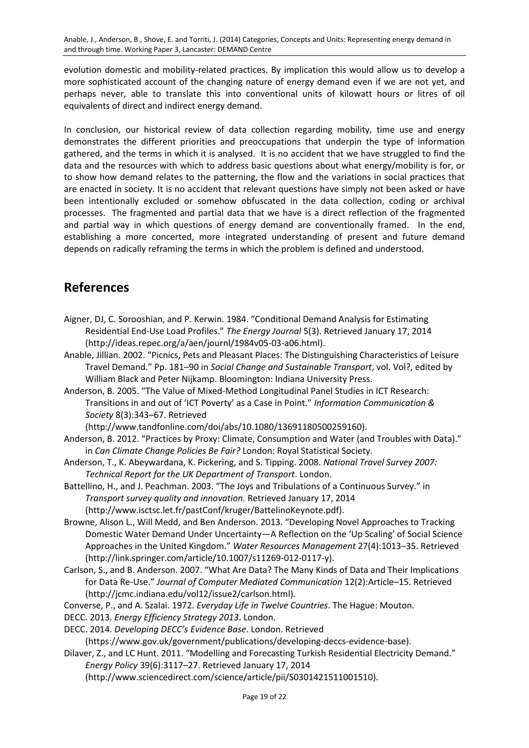evolution domestic and mobility-related practices. By implication this would allow us to develop a more sophisticated account of the changing nature of energy demand even if we are not yet, and perhaps never, able to translate this into conventional units of kilowatt hours or litres of oil equivalents of direct and indirect energy demand.

In conclusion, our historical review of data collection regarding mobility, time use and energy demonstrates the different priorities and preoccupations that underpin the type of information gathered, and the terms in which it is analysed. It is no accident that we have struggled to find the data and the resources with which to address basic questions about what energy/mobility is for, or to show how demand relates to the patterning, the flow and the variations in social practices that are enacted in society. It is no accident that relevant questions have simply not been asked or have been intentionally excluded or somehow obfuscated in the data collection, coding or archival processes. The fragmented and partial data that we have is a direct reflection of the fragmented and partial way in which questions of energy demand are conventionally framed. In the end, establishing a more concerted, more integrated understanding of present and future demand depends on radically reframing the terms in which the problem is defined and understood.

## References

Aigner, DJ, C. Sorooshian, and P. Kerwin. 1984. "Conditional Demand Analysis for Estimating Residential End-Use Load Profiles." *The Energy Journal* 5(3). Retrieved January 17, 2014 (http://ideas.repec.org/a/aen/journl/1984v05-03-a06.html).

Anable, Jillian. 2002. "Picnics, Pets and Pleasant Places: The Distinguishing Characteristics of Leisure Travel Demand." Pp. 181–90 in *Social Change and Sustainable Transport*, vol. Vol?, edited by William Black and Peter Nijkamp. Bloomington: Indiana University Press.

Anderson, B. 2005. "The Value of Mixed-Method Longitudinal Panel Studies in ICT Research: Transitions in and out of 'ICT Poverty' as a Case in Point." *Information Communication & Society* 8(3):343–67. Retrieved (http://www.tandfonline.com/doi/abs/10.1080/13691180500259160).

Anderson, B. 2012. "Practices by Proxy: Climate, Consumption and Water (and Troubles with Data)." in *Can Climate Change Policies Be Fair?* London: Royal Statistical Society.

Anderson, T., K. Abeywardana, K. Pickering, and S. Tipping. 2008. *National Travel Survey 2007: Technical Report for the UK Department of Transport*. London.

Battellino, H., and J. Peachman. 2003. "The Joys and Tribulations of a Continuous Survey." in *Transport survey quality and innovation*. Retrieved January 17, 2014 (http://www.isctsc.let.fr/pastConf/kruger/BattelinoKeynote.pdf).

Browne, Alison L., Will Medd, and Ben Anderson. 2013. "Developing Novel Approaches to Tracking Domestic Water Demand Under Uncertainty—A Reflection on the 'Up Scaling' of Social Science Approaches in the United Kingdom." *Water Resources Management* 27(4):1013–35. Retrieved (http://link.springer.com/article/10.1007/s11269-012-0117-y).

Carlson, S., and B. Anderson. 2007. "What Are Data? The Many Kinds of Data and Their Implications for Data Re-Use." *Journal of Computer Mediated Communication* 12(2):Article–15. Retrieved (http://jcmc.indiana.edu/vol12/issue2/carlson.html).

Converse, P., and A. Szalai. 1972. *Everyday Life in Twelve Countries*. The Hague: Mouton.

DECC. 2013. *Energy Efficiency Strategy 2013*. London.

DECC. 2014. *Developing DECC's Evidence Base*. London. Retrieved (https://www.gov.uk/government/publications/developing-deccs-evidence-base).

Dilaver, Z., and LC Hunt. 2011. "Modelling and Forecasting Turkish Residential Electricity Demand." *Energy Policy* 39(6):3117–27. Retrieved January 17, 2014 (http://www.sciencedirect.com/science/article/pii/S0301421511001510).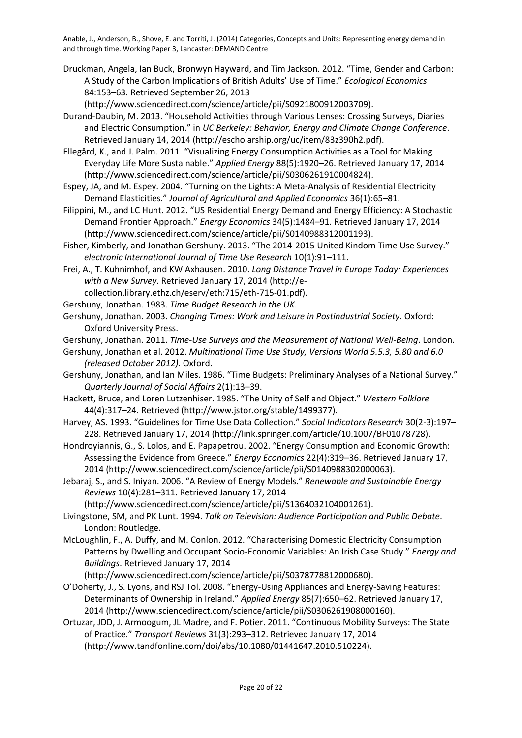Druckman, Angela, Ian Buck, Bronwyn Hayward, and Tim Jackson. 2012. "Time, Gender and Carbon: A Study of the Carbon Implications of British Adults' Use of Time." *Ecological Economics* 84:153–63. Retrieved September 26, 2013 (http://www.sciencedirect.com/science/article/pii/S0921800912003709).

Durand-Daubin, M. 2013. "Household Activities through Various Lenses: Crossing Surveys, Diaries and Electric Consumption." in *UC Berkeley: Behavior, Energy and Climate Change Conference*. Retrieved January 14, 2014 (http://escholarship.org/uc/item/83z390h2.pdf).

Ellegård, K., and J. Palm. 2011. "Visualizing Energy Consumption Activities as a Tool for Making Everyday Life More Sustainable." *Applied Energy* 88(5):1920–26. Retrieved January 17, 2014 (http://www.sciencedirect.com/science/article/pii/S0306261910004824).

Espey, JA, and M. Espey. 2004. "Turning on the Lights: A Meta-Analysis of Residential Electricity Demand Elasticities." *Journal of Agricultural and Applied Economics* 36(1):65–81.

Filippini, M., and LC Hunt. 2012. "US Residential Energy Demand and Energy Efficiency: A Stochastic Demand Frontier Approach." *Energy Economics* 34(5):1484–91. Retrieved January 17, 2014 (http://www.sciencedirect.com/science/article/pii/S0140988312001193).

Fisher, Kimberly, and Jonathan Gershuny. 2013. "The 2014-2015 United Kindom Time Use Survey." *electronic International Journal of Time Use Research* 10(1):91–111.

Frei, A., T. Kuhnimhof, and KW Axhausen. 2010. *Long Distance Travel in Europe Today: Experiences with a New Survey*. Retrieved January 17, 2014 (http://e-collection.library.ethz.ch/eserv/eth:715/eth-715-01.pdf).

Gershuny, Jonathan. 1983. *Time Budget Research in the UK*.

Gershuny, Jonathan. 2003. *Changing Times: Work and Leisure in Postindustrial Society*. Oxford: Oxford University Press.

Gershuny, Jonathan. 2011. *Time-Use Surveys and the Measurement of National Well-Being*. London.

Gershuny, Jonathan et al. 2012. *Multinational Time Use Study, Versions World 5.5.3, 5.80 and 6.0 (released October 2012)*. Oxford.

Gershuny, Jonathan, and Ian Miles. 1986. "Time Budgets: Preliminary Analyses of a National Survey." *Quarterly Journal of Social Affairs* 2(1):13–39.

Hackett, Bruce, and Loren Lutzenhiser. 1985. "The Unity of Self and Object." *Western Folklore* 44(4):317–24. Retrieved (http://www.jstor.org/stable/1499377).

Harvey, AS. 1993. "Guidelines for Time Use Data Collection." *Social Indicators Research* 30(2-3):197–228. Retrieved January 17, 2014 (http://link.springer.com/article/10.1007/BF01078728).

Hondroyiannis, G., S. Lolos, and E. Papapetrou. 2002. "Energy Consumption and Economic Growth: Assessing the Evidence from Greece." *Energy Economics* 22(4):319–36. Retrieved January 17, 2014 (http://www.sciencedirect.com/science/article/pii/S0140988302000063).

Jebaraj, S., and S. Iniyan. 2006. "A Review of Energy Models." *Renewable and Sustainable Energy Reviews* 10(4):281–311. Retrieved January 17, 2014 (http://www.sciencedirect.com/science/article/pii/S1364032104001261).

Livingstone, SM, and PK Lunt. 1994. *Talk on Television: Audience Participation and Public Debate*. London: Routledge.

McLoughlin, F., A. Duffy, and M. Conlon. 2012. "Characterising Domestic Electricity Consumption Patterns by Dwelling and Occupant Socio-Economic Variables: An Irish Case Study." *Energy and Buildings*. Retrieved January 17, 2014 (http://www.sciencedirect.com/science/article/pii/S0378778812000680).

O'Doherty, J., S. Lyons, and RSJ Tol. 2008. "Energy-Using Appliances and Energy-Saving Features: Determinants of Ownership in Ireland." *Applied Energy* 85(7):650–62. Retrieved January 17, 2014 (http://www.sciencedirect.com/science/article/pii/S0306261908000160).

Ortuzar, JDD, J. Armoogum, JL Madre, and F. Potier. 2011. "Continuous Mobility Surveys: The State of Practice." *Transport Reviews* 31(3):293–312. Retrieved January 17, 2014 (http://www.tandfonline.com/doi/abs/10.1080/01441647.2010.510224).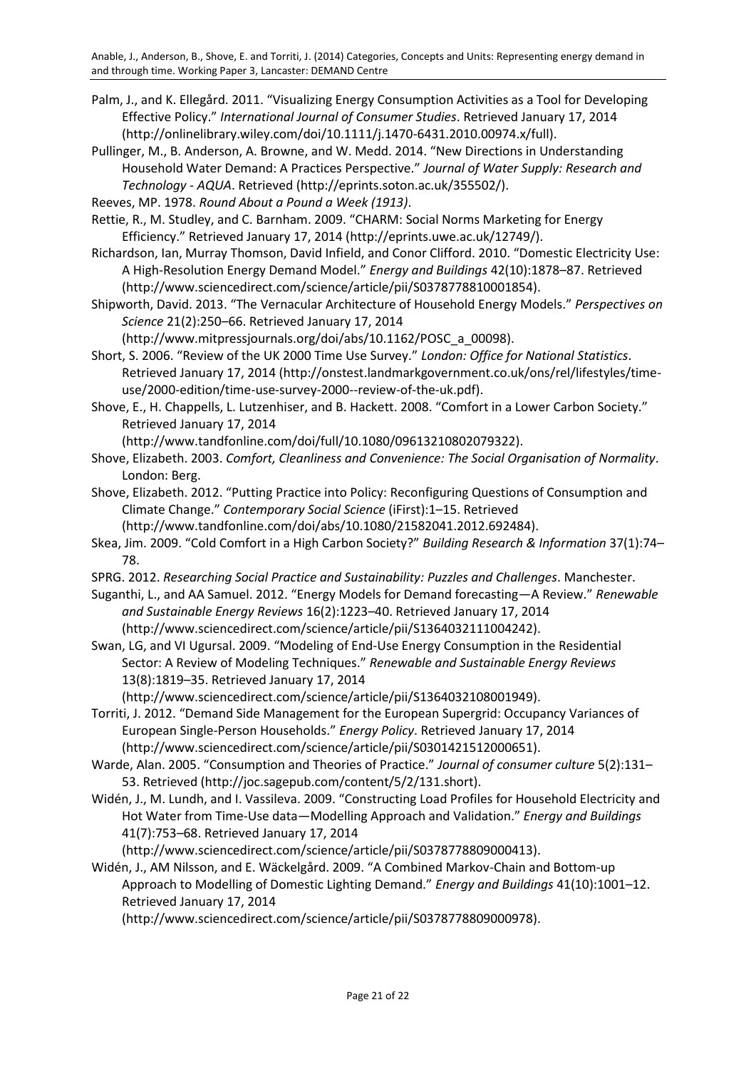Palm, J., and K. Ellegård. 2011. "Visualizing Energy Consumption Activities as a Tool for Developing Effective Policy." *International Journal of Consumer Studies*. Retrieved January 17, 2014 (http://onlinelibrary.wiley.com/doi/10.1111/j.1470-6431.2010.00974.x/full).

Pullinger, M., B. Anderson, A. Browne, and W. Medd. 2014. "New Directions in Understanding Household Water Demand: A Practices Perspective." *Journal of Water Supply: Research and Technology - AQUA*. Retrieved (http://eprints.soton.ac.uk/355502/).

Reeves, MP. 1978. *Round About a Pound a Week (1913)*.

Rettie, R., M. Studley, and C. Barnham. 2009. "CHARM: Social Norms Marketing for Energy Efficiency." Retrieved January 17, 2014 (http://eprints.uwe.ac.uk/12749/).

Richardson, Ian, Murray Thomson, David Infield, and Conor Clifford. 2010. "Domestic Electricity Use: A High-Resolution Energy Demand Model." *Energy and Buildings* 42(10):1878–87. Retrieved (http://www.sciencedirect.com/science/article/pii/S0378778810001854).

Shipworth, David. 2013. "The Vernacular Architecture of Household Energy Models." *Perspectives on Science* 21(2):250–66. Retrieved January 17, 2014 (http://www.mitpressjournals.org/doi/abs/10.1162/POSC_a_00098).

Short, S. 2006. "Review of the UK 2000 Time Use Survey." *London: Office for National Statistics*. Retrieved January 17, 2014 (http://onstest.landmarkgovernment.co.uk/ons/rel/lifestyles/time-use/2000-edition/time-use-survey-2000--review-of-the-uk.pdf).

Shove, E., H. Chappells, L. Lutzenhiser, and B. Hackett. 2008. "Comfort in a Lower Carbon Society." Retrieved January 17, 2014 (http://www.tandfonline.com/doi/full/10.1080/09613210802079322).

Shove, Elizabeth. 2003. *Comfort, Cleanliness and Convenience: The Social Organisation of Normality*. London: Berg.

Shove, Elizabeth. 2012. "Putting Practice into Policy: Reconfiguring Questions of Consumption and Climate Change." *Contemporary Social Science* (iFirst):1–15. Retrieved (http://www.tandfonline.com/doi/abs/10.1080/21582041.2012.692484).

Skea, Jim. 2009. "Cold Comfort in a High Carbon Society?" *Building Research & Information* 37(1):74–78.

SPRG. 2012. *Researching Social Practice and Sustainability: Puzzles and Challenges*. Manchester.

Suganthi, L., and AA Samuel. 2012. "Energy Models for Demand forecasting—A Review." *Renewable and Sustainable Energy Reviews* 16(2):1223–40. Retrieved January 17, 2014 (http://www.sciencedirect.com/science/article/pii/S1364032111004242).

Swan, LG, and VI Ugursal. 2009. "Modeling of End-Use Energy Consumption in the Residential Sector: A Review of Modeling Techniques." *Renewable and Sustainable Energy Reviews* 13(8):1819–35. Retrieved January 17, 2014 (http://www.sciencedirect.com/science/article/pii/S1364032108001949).

Torriti, J. 2012. "Demand Side Management for the European Supergrid: Occupancy Variances of European Single-Person Households." *Energy Policy*. Retrieved January 17, 2014 (http://www.sciencedirect.com/science/article/pii/S0301421512000651).

Warde, Alan. 2005. "Consumption and Theories of Practice." *Journal of consumer culture* 5(2):131–53. Retrieved (http://joc.sagepub.com/content/5/2/131.short).

Widén, J., M. Lundh, and I. Vassileva. 2009. "Constructing Load Profiles for Household Electricity and Hot Water from Time-Use data—Modelling Approach and Validation." *Energy and Buildings* 41(7):753–68. Retrieved January 17, 2014 (http://www.sciencedirect.com/science/article/pii/S0378778809000413).

Widén, J., AM Nilsson, and E. Wäckelgård. 2009. "A Combined Markov-Chain and Bottom-up Approach to Modelling of Domestic Lighting Demand." *Energy and Buildings* 41(10):1001–12. Retrieved January 17, 2014 (http://www.sciencedirect.com/science/article/pii/S0378778809000978).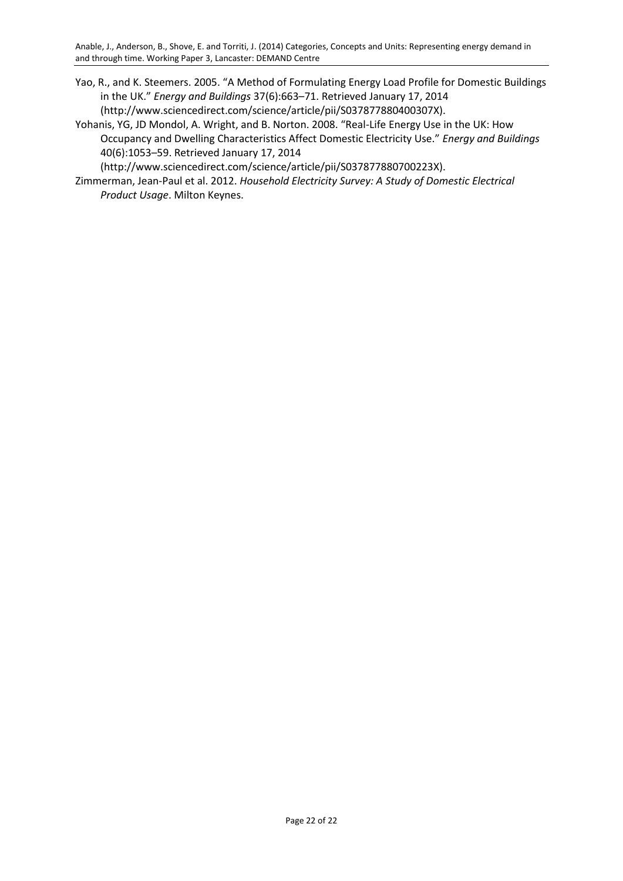Yao, R., and K. Steemers. 2005. "A Method of Formulating Energy Load Profile for Domestic Buildings in the UK." *Energy and Buildings* 37(6):663–71. Retrieved January 17, 2014 (http://www.sciencedirect.com/science/article/pii/S037877880400307X).

Yohanis, YG, JD Mondol, A. Wright, and B. Norton. 2008. "Real-Life Energy Use in the UK: How Occupancy and Dwelling Characteristics Affect Domestic Electricity Use." *Energy and Buildings* 40(6):1053–59. Retrieved January 17, 2014 (http://www.sciencedirect.com/science/article/pii/S037877880700223X).

Zimmerman, Jean-Paul et al. 2012. *Household Electricity Survey: A Study of Domestic Electrical Product Usage*. Milton Keynes.